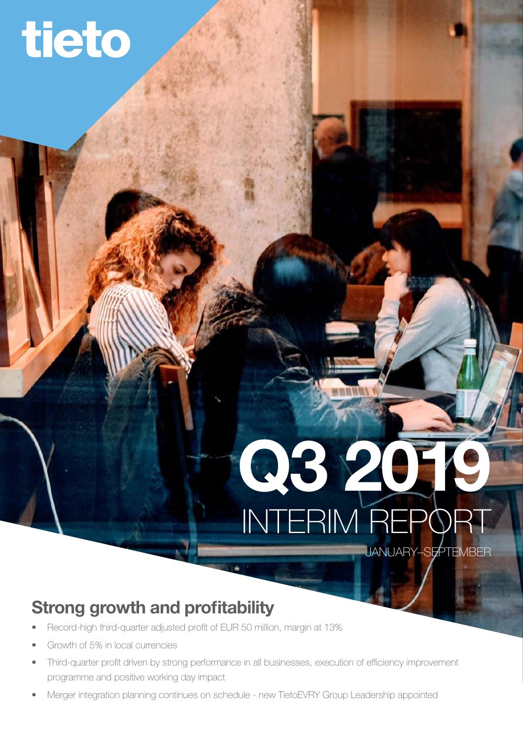tieto

# Q3 2019

## INTERIM REPORT

JANUARY–SEPTEMBER

## Strong growth and profitability

- Record-high third-quarter adjusted profit of EUR 50 million, margin at 13%
- Growth of 5% in local currencies
- Third-quarter profit driven by strong performance in all businesses, execution of efficiency improvement programme and positive working day impact
- Merger integration planning continues on schedule - new TietoEVRY Group Leadership appointed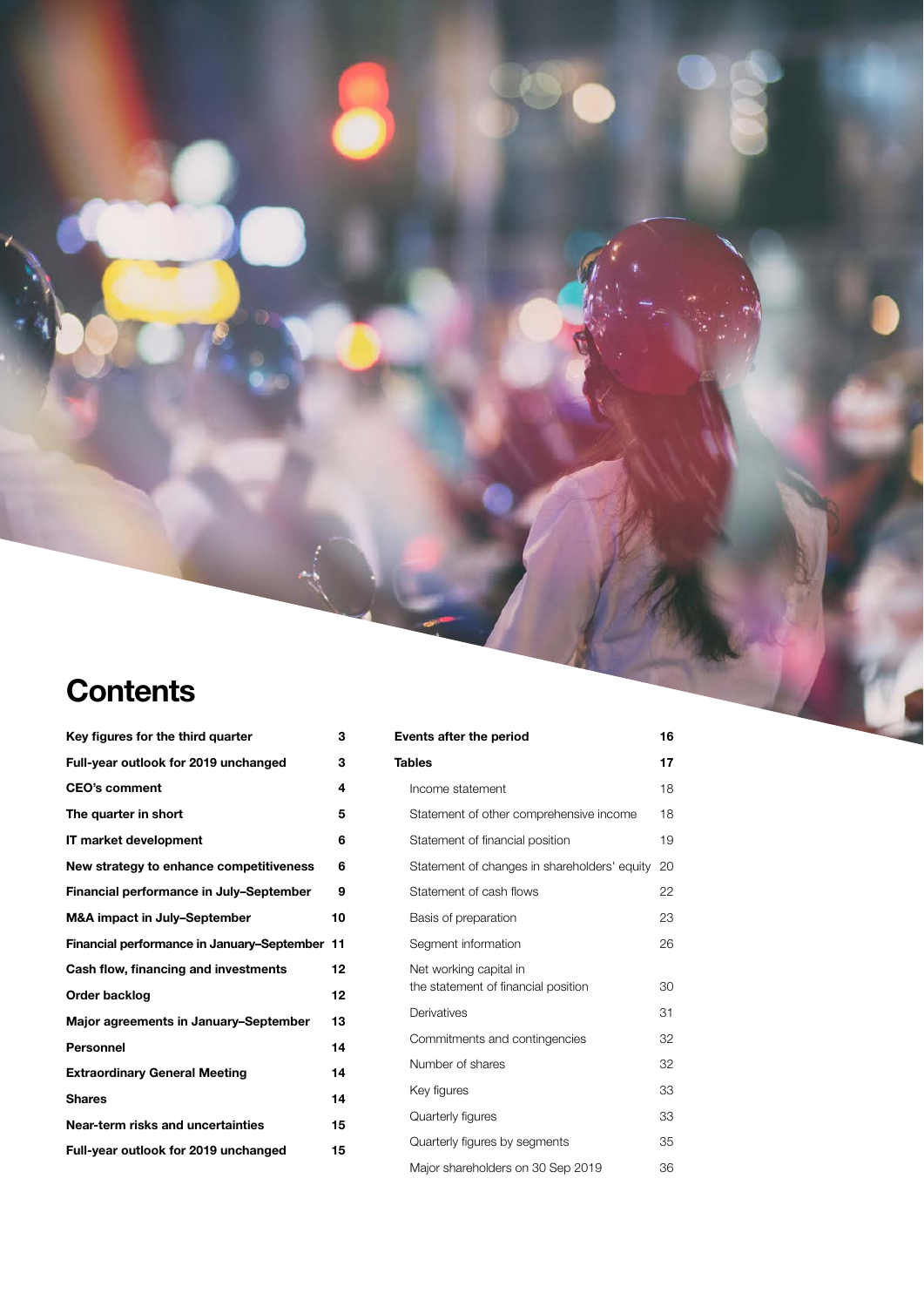# Contents

| | |
|---|---|
| **Key figures for the third quarter** | **3** |
| **Full-year outlook for 2019 unchanged** | **3** |
| **CEO's comment** | **4** |
| **The quarter in short** | **5** |
| **IT market development** | **6** |
| **New strategy to enhance competitiveness** | **6** |
| **Financial performance in July–September** | **9** |
| **M&A impact in July–September** | **10** |
| **Financial performance in January–September** | **11** |
| **Cash flow, financing and investments** | **12** |
| **Order backlog** | **12** |
| **Major agreements in January–September** | **13** |
| **Personnel** | **14** |
| **Extraordinary General Meeting** | **14** |
| **Shares** | **14** |
| **Near-term risks and uncertainties** | **15** |
| **Full-year outlook for 2019 unchanged** | **15** |
| **Events after the period** | **16** |
| **Tables** | **17** |
| Income statement | 18 |
| Statement of other comprehensive income | 18 |
| Statement of financial position | 19 |
| Statement of changes in shareholders' equity | 20 |
| Statement of cash flows | 22 |
| Basis of preparation | 23 |
| Segment information | 26 |
| Net working capital in the statement of financial position | 30 |
| Derivatives | 31 |
| Commitments and contingencies | 32 |
| Number of shares | 32 |
| Key figures | 33 |
| Quarterly figures | 33 |
| Quarterly figures by segments | 35 |
| Major shareholders on 30 Sep 2019 | 36 |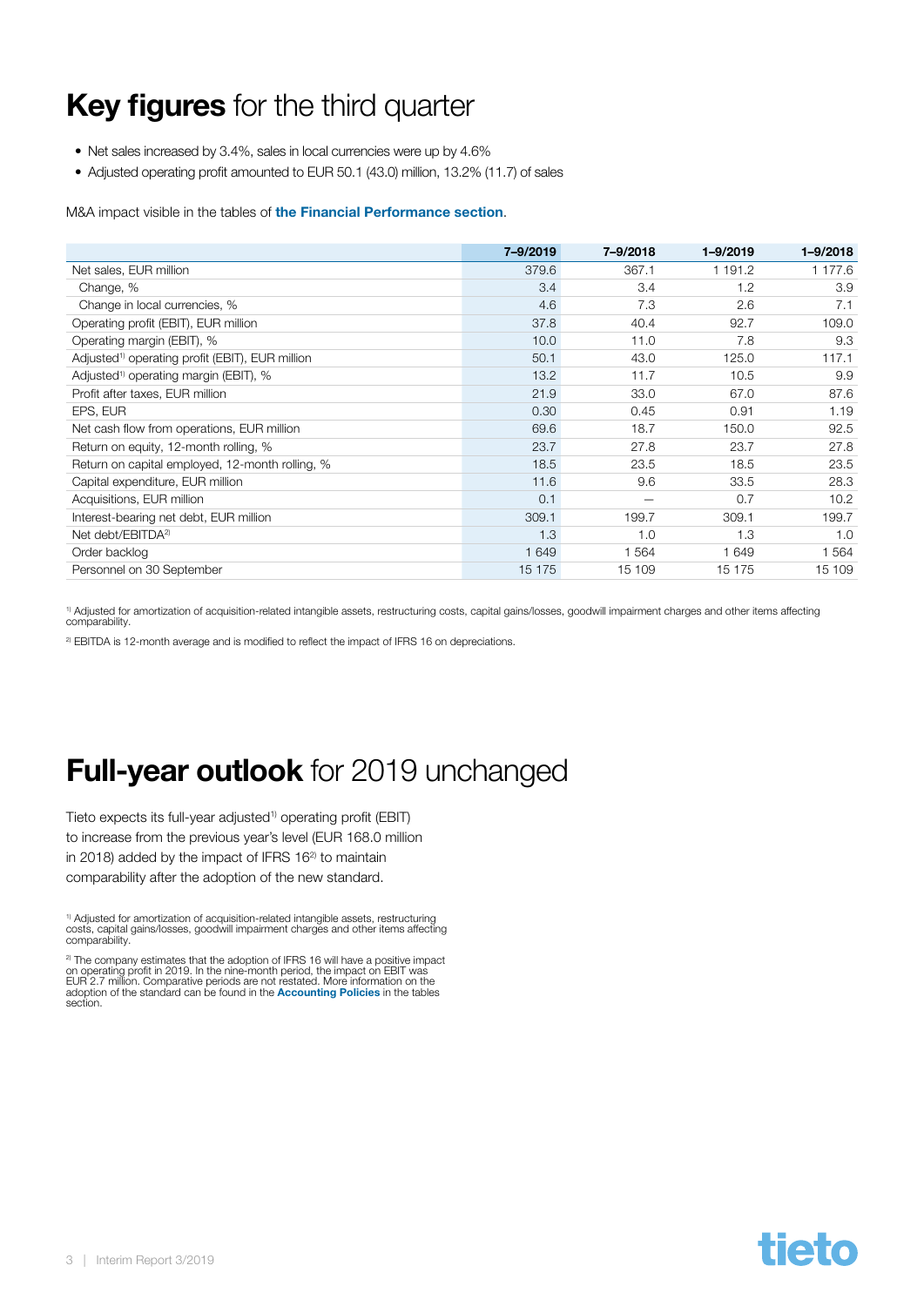# **Key figures** for the third quarter

- Net sales increased by 3.4%, sales in local currencies were up by 4.6%
- Adjusted operating profit amounted to EUR 50.1 (43.0) million, 13.2% (11.7) of sales

M&A impact visible in the tables of **the Financial Performance section**.

| | 7–9/2019 | 7–9/2018 | 1–9/2019 | 1–9/2018 |
|---|---|---|---|---|
| Net sales, EUR million | 379.6 | 367.1 | 1 191.2 | 1 177.6 |
| Change, % | 3.4 | 3.4 | 1.2 | 3.9 |
| Change in local currencies, % | 4.6 | 7.3 | 2.6 | 7.1 |
| Operating profit (EBIT), EUR million | 37.8 | 40.4 | 92.7 | 109.0 |
| Operating margin (EBIT), % | 10.0 | 11.0 | 7.8 | 9.3 |
| Adjusted[1] operating profit (EBIT), EUR million | 50.1 | 43.0 | 125.0 | 117.1 |
| Adjusted[1] operating margin (EBIT), % | 13.2 | 11.7 | 10.5 | 9.9 |
| Profit after taxes, EUR million | 21.9 | 33.0 | 67.0 | 87.6 |
| EPS, EUR | 0.30 | 0.45 | 0.91 | 1.19 |
| Net cash flow from operations, EUR million | 69.6 | 18.7 | 150.0 | 92.5 |
| Return on equity, 12-month rolling, % | 23.7 | 27.8 | 23.7 | 27.8 |
| Return on capital employed, 12-month rolling, % | 18.5 | 23.5 | 18.5 | 23.5 |
| Capital expenditure, EUR million | 11.6 | 9.6 | 33.5 | 28.3 |
| Acquisitions, EUR million | 0.1 | – | 0.7 | 10.2 |
| Interest-bearing net debt, EUR million | 309.1 | 199.7 | 309.1 | 199.7 |
| Net debt/EBITDA[2] | 1.3 | 1.0 | 1.3 | 1.0 |
| Order backlog | 1 649 | 1 564 | 1 649 | 1 564 |
| Personnel on 30 September | 15 175 | 15 109 | 15 175 | 15 109 |

[1] Adjusted for amortization of acquisition-related intangible assets, restructuring costs, capital gains/losses, goodwill impairment charges and other items affecting comparability.

[2] EBITDA is 12-month average and is modified to reflect the impact of IFRS 16 on depreciations.

# **Full-year outlook** for 2019 unchanged

Tieto expects its full-year adjusted[1] operating profit (EBIT) to increase from the previous year's level (EUR 168.0 million in 2018) added by the impact of IFRS 16[2] to maintain comparability after the adoption of the new standard.

[1] Adjusted for amortization of acquisition-related intangible assets, restructuring costs, capital gains/losses, goodwill impairment charges and other items affecting comparability.

[2] The company estimates that the adoption of IFRS 16 will have a positive impact on operating profit in 2019. In the nine-month period, the impact on EBIT was EUR 2.7 million. Comparative periods are not restated. More information on the adoption of the standard can be found in the **Accounting Policies** in the tables section.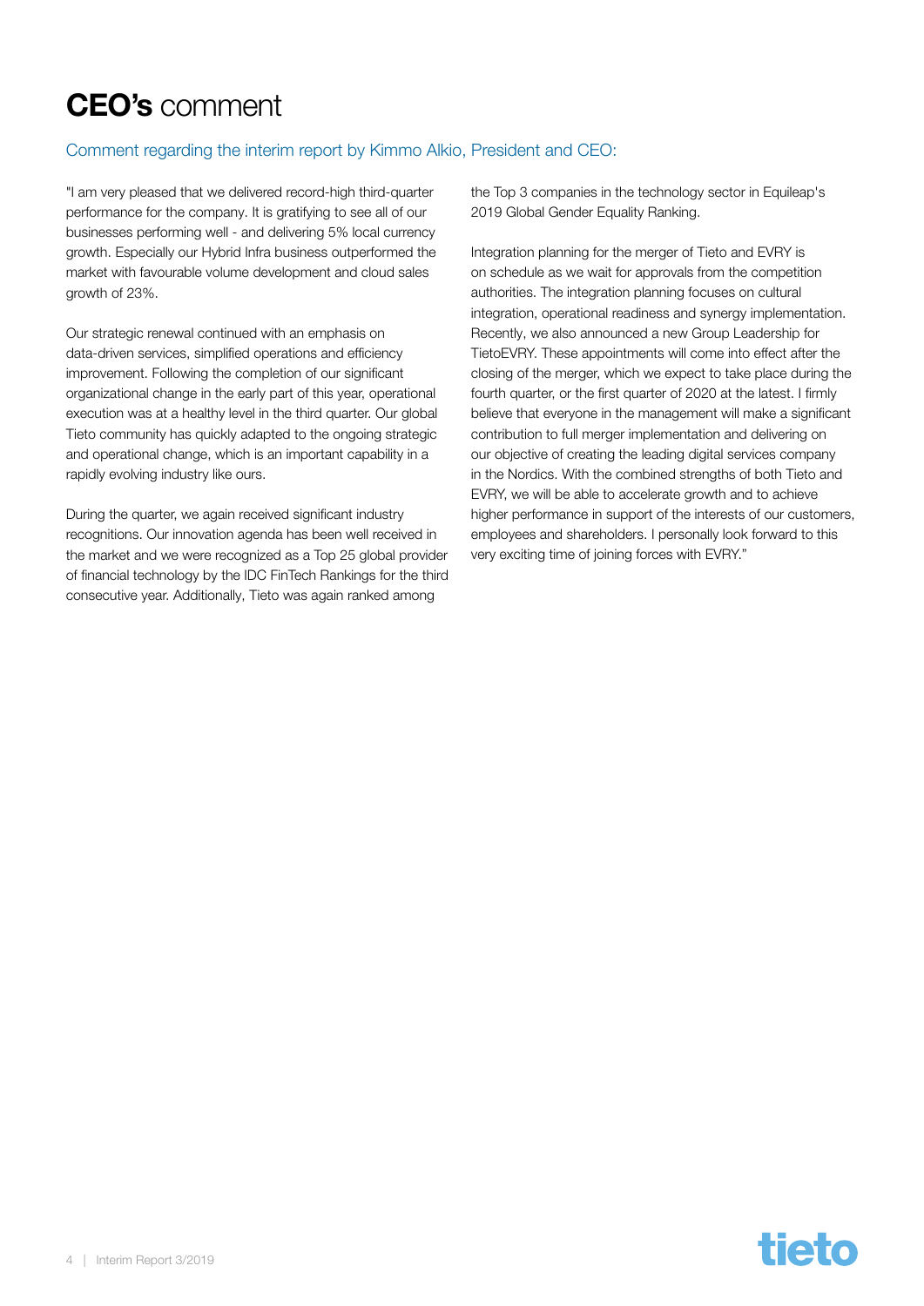# **CEO's** comment

## Comment regarding the interim report by Kimmo Alkio, President and CEO:

"I am very pleased that we delivered record-high third-quarter performance for the company. It is gratifying to see all of our businesses performing well - and delivering 5% local currency growth. Especially our Hybrid Infra business outperformed the market with favourable volume development and cloud sales growth of 23%.

Our strategic renewal continued with an emphasis on data-driven services, simplified operations and efficiency improvement. Following the completion of our significant organizational change in the early part of this year, operational execution was at a healthy level in the third quarter. Our global Tieto community has quickly adapted to the ongoing strategic and operational change, which is an important capability in a rapidly evolving industry like ours.

During the quarter, we again received significant industry recognitions. Our innovation agenda has been well received in the market and we were recognized as a Top 25 global provider of financial technology by the IDC FinTech Rankings for the third consecutive year. Additionally, Tieto was again ranked among the Top 3 companies in the technology sector in Equileap's 2019 Global Gender Equality Ranking.

Integration planning for the merger of Tieto and EVRY is on schedule as we wait for approvals from the competition authorities. The integration planning focuses on cultural integration, operational readiness and synergy implementation. Recently, we also announced a new Group Leadership for TietoEVRY. These appointments will come into effect after the closing of the merger, which we expect to take place during the fourth quarter, or the first quarter of 2020 at the latest. I firmly believe that everyone in the management will make a significant contribution to full merger implementation and delivering on our objective of creating the leading digital services company in the Nordics. With the combined strengths of both Tieto and EVRY, we will be able to accelerate growth and to achieve higher performance in support of the interests of our customers, employees and shareholders. I personally look forward to this very exciting time of joining forces with EVRY."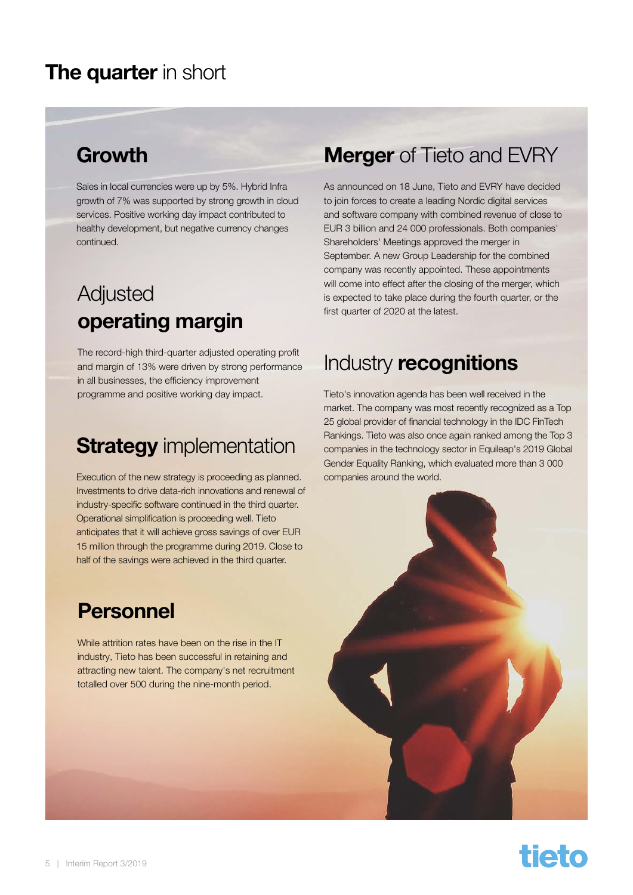# **The quarter** in short

## Growth

Sales in local currencies were up by 5%. Hybrid Infra growth of 7% was supported by strong growth in cloud services. Positive working day impact contributed to healthy development, but negative currency changes continued.

## Adjusted **operating margin**

The record-high third-quarter adjusted operating profit and margin of 13% were driven by strong performance in all businesses, the efficiency improvement programme and positive working day impact.

## **Strategy** implementation

Execution of the new strategy is proceeding as planned. Investments to drive data-rich innovations and renewal of industry-specific software continued in the third quarter. Operational simplification is proceeding well. Tieto anticipates that it will achieve gross savings of over EUR 15 million through the programme during 2019. Close to half of the savings were achieved in the third quarter.

## Personnel

While attrition rates have been on the rise in the IT industry, Tieto has been successful in retaining and attracting new talent. The company's net recruitment totalled over 500 during the nine-month period.

## **Merger** of Tieto and EVRY

As announced on 18 June, Tieto and EVRY have decided to join forces to create a leading Nordic digital services and software company with combined revenue of close to EUR 3 billion and 24 000 professionals. Both companies' Shareholders' Meetings approved the merger in September. A new Group Leadership for the combined company was recently appointed. These appointments will come into effect after the closing of the merger, which is expected to take place during the fourth quarter, or the first quarter of 2020 at the latest.

## Industry **recognitions**

Tieto's innovation agenda has been well received in the market. The company was most recently recognized as a Top 25 global provider of financial technology in the IDC FinTech Rankings. Tieto was also once again ranked among the Top 3 companies in the technology sector in Equileap's 2019 Global Gender Equality Ranking, which evaluated more than 3 000 companies around the world.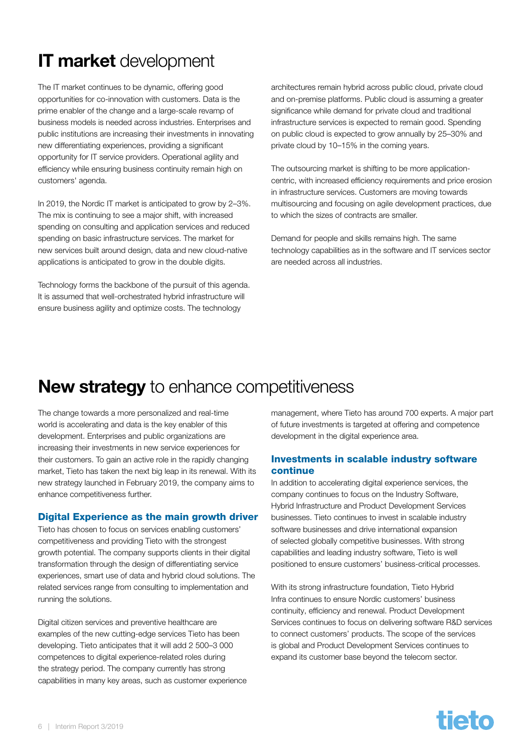# **IT market** development

The IT market continues to be dynamic, offering good opportunities for co-innovation with customers. Data is the prime enabler of the change and a large-scale revamp of business models is needed across industries. Enterprises and public institutions are increasing their investments in innovating new differentiating experiences, providing a significant opportunity for IT service providers. Operational agility and efficiency while ensuring business continuity remain high on customers' agenda.

In 2019, the Nordic IT market is anticipated to grow by 2–3%. The mix is continuing to see a major shift, with increased spending on consulting and application services and reduced spending on basic infrastructure services. The market for new services built around design, data and new cloud-native applications is anticipated to grow in the double digits.

Technology forms the backbone of the pursuit of this agenda. It is assumed that well-orchestrated hybrid infrastructure will ensure business agility and optimize costs. The technology architectures remain hybrid across public cloud, private cloud and on-premise platforms. Public cloud is assuming a greater significance while demand for private cloud and traditional infrastructure services is expected to remain good. Spending on public cloud is expected to grow annually by 25–30% and private cloud by 10–15% in the coming years.

The outsourcing market is shifting to be more application-centric, with increased efficiency requirements and price erosion in infrastructure services. Customers are moving towards multisourcing and focusing on agile development practices, due to which the sizes of contracts are smaller.

Demand for people and skills remains high. The same technology capabilities as in the software and IT services sector are needed across all industries.

# **New strategy** to enhance competitiveness

The change towards a more personalized and real-time world is accelerating and data is the key enabler of this development. Enterprises and public organizations are increasing their investments in new service experiences for their customers. To gain an active role in the rapidly changing market, Tieto has taken the next big leap in its renewal. With its new strategy launched in February 2019, the company aims to enhance competitiveness further.

### Digital Experience as the main growth driver

Tieto has chosen to focus on services enabling customers' competitiveness and providing Tieto with the strongest growth potential. The company supports clients in their digital transformation through the design of differentiating service experiences, smart use of data and hybrid cloud solutions. The related services range from consulting to implementation and running the solutions.

Digital citizen services and preventive healthcare are examples of the new cutting-edge services Tieto has been developing. Tieto anticipates that it will add 2 500–3 000 competences to digital experience-related roles during the strategy period. The company currently has strong capabilities in many key areas, such as customer experience management, where Tieto has around 700 experts. A major part of future investments is targeted at offering and competence development in the digital experience area.

### Investments in scalable industry software continue

In addition to accelerating digital experience services, the company continues to focus on the Industry Software, Hybrid Infrastructure and Product Development Services businesses. Tieto continues to invest in scalable industry software businesses and drive international expansion of selected globally competitive businesses. With strong capabilities and leading industry software, Tieto is well positioned to ensure customers' business-critical processes.

With its strong infrastructure foundation, Tieto Hybrid Infra continues to ensure Nordic customers' business continuity, efficiency and renewal. Product Development Services continues to focus on delivering software R&D services to connect customers' products. The scope of the services is global and Product Development Services continues to expand its customer base beyond the telecom sector.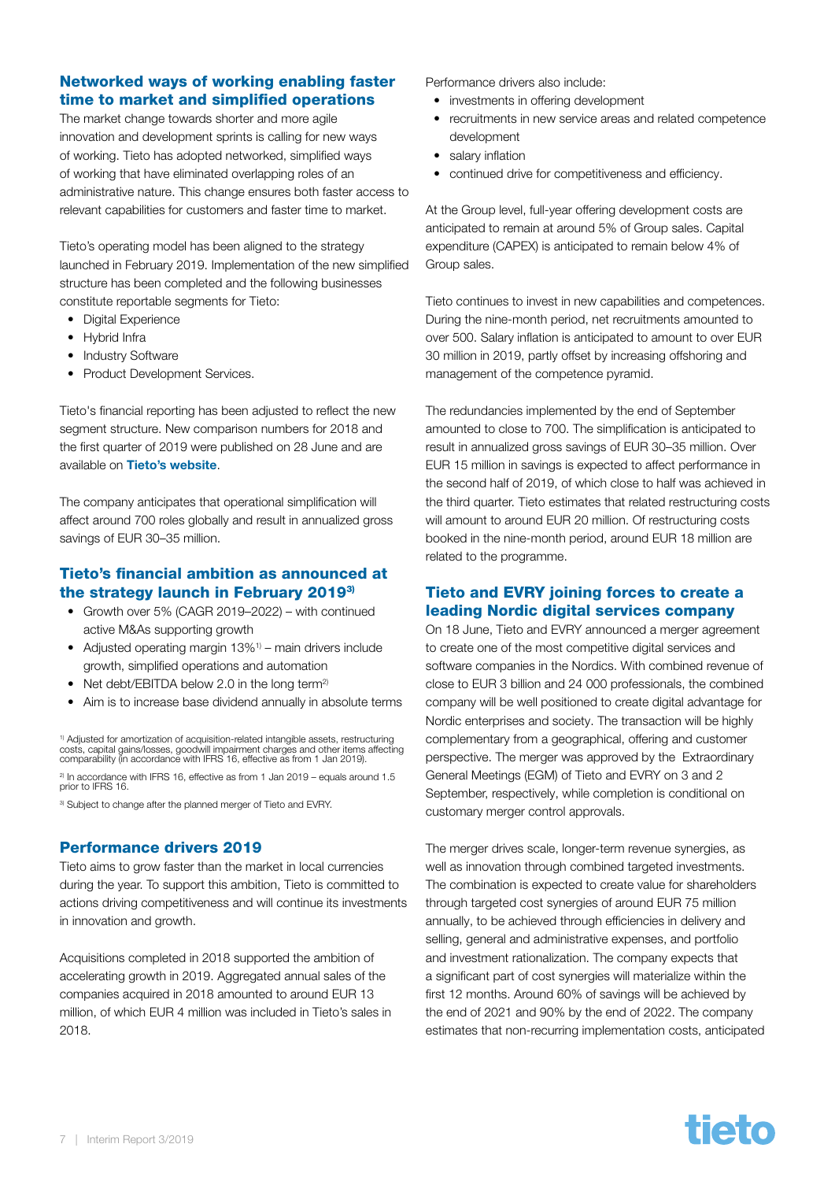## Networked ways of working enabling faster time to market and simplified operations

The market change towards shorter and more agile innovation and development sprints is calling for new ways of working. Tieto has adopted networked, simplified ways of working that have eliminated overlapping roles of an administrative nature. This change ensures both faster access to relevant capabilities for customers and faster time to market.

Tieto's operating model has been aligned to the strategy launched in February 2019. Implementation of the new simplified structure has been completed and the following businesses constitute reportable segments for Tieto:

- Digital Experience
- Hybrid Infra
- Industry Software
- Product Development Services.

Tieto's financial reporting has been adjusted to reflect the new segment structure. New comparison numbers for 2018 and the first quarter of 2019 were published on 28 June and are available on **Tieto's website**.

The company anticipates that operational simplification will affect around 700 roles globally and result in annualized gross savings of EUR 30–35 million.

## Tieto's financial ambition as announced at the strategy launch in February 2019[3]

- Growth over 5% (CAGR 2019–2022) – with continued active M&As supporting growth
- Adjusted operating margin 13%[1] – main drivers include growth, simplified operations and automation
- Net debt/EBITDA below 2.0 in the long term[2]
- Aim is to increase base dividend annually in absolute terms

[1] Adjusted for amortization of acquisition-related intangible assets, restructuring costs, capital gains/losses, goodwill impairment charges and other items affecting comparability (in accordance with IFRS 16, effective as from 1 Jan 2019).

[2] In accordance with IFRS 16, effective as from 1 Jan 2019 – equals around 1.5 prior to IFRS 16.

[3] Subject to change after the planned merger of Tieto and EVRY.

## Performance drivers 2019

Tieto aims to grow faster than the market in local currencies during the year. To support this ambition, Tieto is committed to actions driving competitiveness and will continue its investments in innovation and growth.

Acquisitions completed in 2018 supported the ambition of accelerating growth in 2019. Aggregated annual sales of the companies acquired in 2018 amounted to around EUR 13 million, of which EUR 4 million was included in Tieto's sales in 2018.

Performance drivers also include:

- investments in offering development
- recruitments in new service areas and related competence development
- salary inflation
- continued drive for competitiveness and efficiency.

At the Group level, full-year offering development costs are anticipated to remain at around 5% of Group sales. Capital expenditure (CAPEX) is anticipated to remain below 4% of Group sales.

Tieto continues to invest in new capabilities and competences. During the nine-month period, net recruitments amounted to over 500. Salary inflation is anticipated to amount to over EUR 30 million in 2019, partly offset by increasing offshoring and management of the competence pyramid.

The redundancies implemented by the end of September amounted to close to 700. The simplification is anticipated to result in annualized gross savings of EUR 30–35 million. Over EUR 15 million in savings is expected to affect performance in the second half of 2019, of which close to half was achieved in the third quarter. Tieto estimates that related restructuring costs will amount to around EUR 20 million. Of restructuring costs booked in the nine-month period, around EUR 18 million are related to the programme.

## Tieto and EVRY joining forces to create a leading Nordic digital services company

On 18 June, Tieto and EVRY announced a merger agreement to create one of the most competitive digital services and software companies in the Nordics. With combined revenue of close to EUR 3 billion and 24 000 professionals, the combined company will be well positioned to create digital advantage for Nordic enterprises and society. The transaction will be highly complementary from a geographical, offering and customer perspective. The merger was approved by the Extraordinary General Meetings (EGM) of Tieto and EVRY on 3 and 2 September, respectively, while completion is conditional on customary merger control approvals.

The merger drives scale, longer-term revenue synergies, as well as innovation through combined targeted investments. The combination is expected to create value for shareholders through targeted cost synergies of around EUR 75 million annually, to be achieved through efficiencies in delivery and selling, general and administrative expenses, and portfolio and investment rationalization. The company expects that a significant part of cost synergies will materialize within the first 12 months. Around 60% of savings will be achieved by the end of 2021 and 90% by the end of 2022. The company estimates that non-recurring implementation costs, anticipated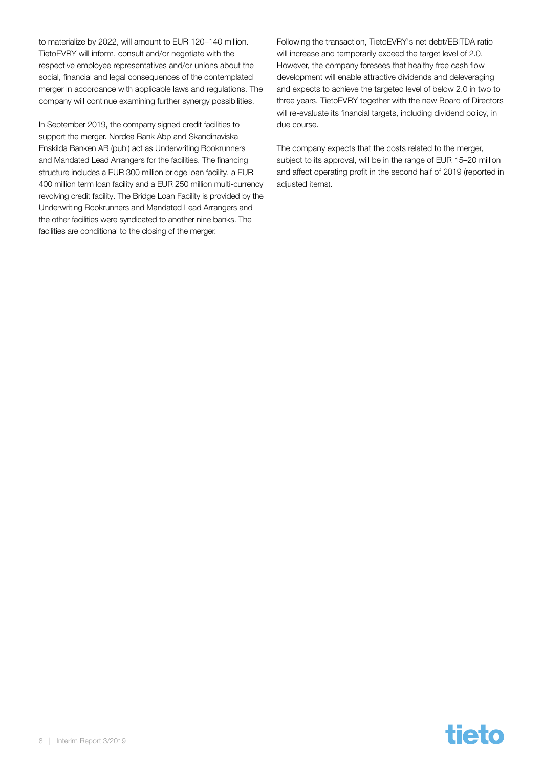to materialize by 2022, will amount to EUR 120–140 million. TietoEVRY will inform, consult and/or negotiate with the respective employee representatives and/or unions about the social, financial and legal consequences of the contemplated merger in accordance with applicable laws and regulations. The company will continue examining further synergy possibilities.

In September 2019, the company signed credit facilities to support the merger. Nordea Bank Abp and Skandinaviska Enskilda Banken AB (publ) act as Underwriting Bookrunners and Mandated Lead Arrangers for the facilities. The financing structure includes a EUR 300 million bridge loan facility, a EUR 400 million term loan facility and a EUR 250 million multi-currency revolving credit facility. The Bridge Loan Facility is provided by the Underwriting Bookrunners and Mandated Lead Arrangers and the other facilities were syndicated to another nine banks. The facilities are conditional to the closing of the merger.

Following the transaction, TietoEVRY's net debt/EBITDA ratio will increase and temporarily exceed the target level of 2.0. However, the company foresees that healthy free cash flow development will enable attractive dividends and deleveraging and expects to achieve the targeted level of below 2.0 in two to three years. TietoEVRY together with the new Board of Directors will re-evaluate its financial targets, including dividend policy, in due course.

The company expects that the costs related to the merger, subject to its approval, will be in the range of EUR 15–20 million and affect operating profit in the second half of 2019 (reported in adjusted items).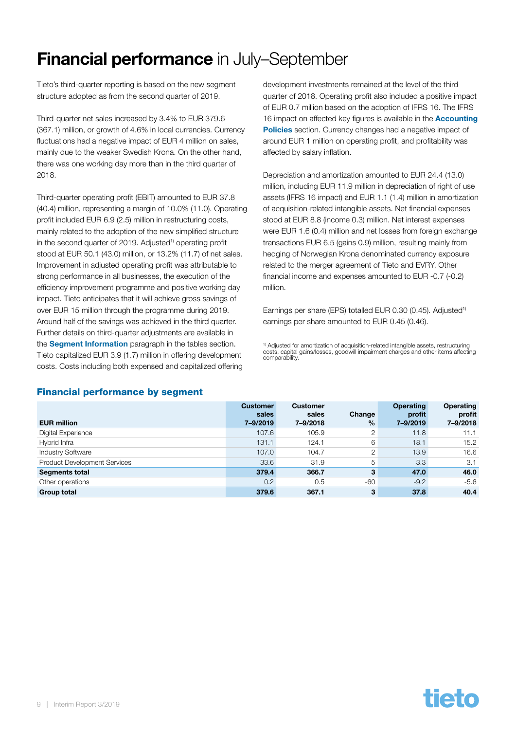# **Financial performance** in July–September

Tieto's third-quarter reporting is based on the new segment structure adopted as from the second quarter of 2019.

Third-quarter net sales increased by 3.4% to EUR 379.6 (367.1) million, or growth of 4.6% in local currencies. Currency fluctuations had a negative impact of EUR 4 million on sales, mainly due to the weaker Swedish Krona. On the other hand, there was one working day more than in the third quarter of 2018.

Third-quarter operating profit (EBIT) amounted to EUR 37.8 (40.4) million, representing a margin of 10.0% (11.0). Operating profit included EUR 6.9 (2.5) million in restructuring costs, mainly related to the adoption of the new simplified structure in the second quarter of 2019. Adjusted[1] operating profit stood at EUR 50.1 (43.0) million, or 13.2% (11.7) of net sales. Improvement in adjusted operating profit was attributable to strong performance in all businesses, the execution of the efficiency improvement programme and positive working day impact. Tieto anticipates that it will achieve gross savings of over EUR 15 million through the programme during 2019. Around half of the savings was achieved in the third quarter. Further details on third-quarter adjustments are available in the **Segment Information** paragraph in the tables section. Tieto capitalized EUR 3.9 (1.7) million in offering development costs. Costs including both expensed and capitalized offering development investments remained at the level of the third quarter of 2018. Operating profit also included a positive impact of EUR 0.7 million based on the adoption of IFRS 16. The IFRS 16 impact on affected key figures is available in the **Accounting Policies** section. Currency changes had a negative impact of around EUR 1 million on operating profit, and profitability was affected by salary inflation.

Depreciation and amortization amounted to EUR 24.4 (13.0) million, including EUR 11.9 million in depreciation of right of use assets (IFRS 16 impact) and EUR 1.1 (1.4) million in amortization of acquisition-related intangible assets. Net financial expenses stood at EUR 8.8 (income 0.3) million. Net interest expenses were EUR 1.6 (0.4) million and net losses from foreign exchange transactions EUR 6.5 (gains 0.9) million, resulting mainly from hedging of Norwegian Krona denominated currency exposure related to the merger agreement of Tieto and EVRY. Other financial income and expenses amounted to EUR -0.7 (-0.2) million.

Earnings per share (EPS) totalled EUR 0.30 (0.45). Adjusted[1] earnings per share amounted to EUR 0.45 (0.46).

[1] Adjusted for amortization of acquisition-related intangible assets, restructuring costs, capital gains/losses, goodwill impairment charges and other items affecting comparability.

## Financial performance by segment

| EUR million | Customer sales 7–9/2019 | Customer sales 7–9/2018 | Change % | Operating profit 7–9/2019 | Operating profit 7–9/2018 |
|---|---|---|---|---|---|
| Digital Experience | 107.6 | 105.9 | 2 | 11.8 | 11.1 |
| Hybrid Infra | 131.1 | 124.1 | 6 | 18.1 | 15.2 |
| Industry Software | 107.0 | 104.7 | 2 | 13.9 | 16.6 |
| Product Development Services | 33.6 | 31.9 | 5 | 3.3 | 3.1 |
| **Segments total** | **379.4** | **366.7** | **3** | **47.0** | **46.0** |
| Other operations | 0.2 | 0.5 | -60 | -9.2 | -5.6 |
| **Group total** | **379.6** | **367.1** | **3** | **37.8** | **40.4** |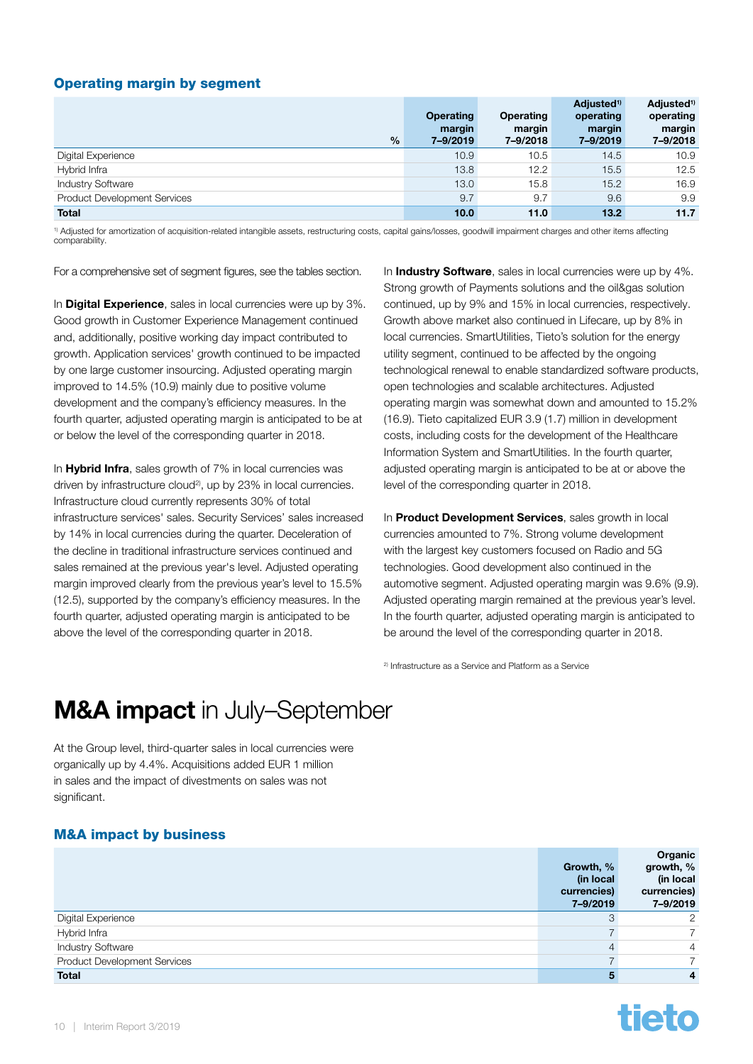### Operating margin by segment

| % | Operating margin 7–9/2019 | Operating margin 7–9/2018 | Adjusted[1] operating margin 7–9/2019 | Adjusted[1] operating margin 7–9/2018 |
|---|---|---|---|---|
| Digital Experience | 10.9 | 10.5 | 14.5 | 10.9 |
| Hybrid Infra | 13.8 | 12.2 | 15.5 | 12.5 |
| Industry Software | 13.0 | 15.8 | 15.2 | 16.9 |
| Product Development Services | 9.7 | 9.7 | 9.6 | 9.9 |
| **Total** | **10.0** | **11.0** | **13.2** | **11.7** |

[1] Adjusted for amortization of acquisition-related intangible assets, restructuring costs, capital gains/losses, goodwill impairment charges and other items affecting comparability.

For a comprehensive set of segment figures, see the tables section.

In **Digital Experience**, sales in local currencies were up by 3%. Good growth in Customer Experience Management continued and, additionally, positive working day impact contributed to growth. Application services' growth continued to be impacted by one large customer insourcing. Adjusted operating margin improved to 14.5% (10.9) mainly due to positive volume development and the company's efficiency measures. In the fourth quarter, adjusted operating margin is anticipated to be at or below the level of the corresponding quarter in 2018.

In **Hybrid Infra**, sales growth of 7% in local currencies was driven by infrastructure cloud[2], up by 23% in local currencies. Infrastructure cloud currently represents 30% of total infrastructure services' sales. Security Services' sales increased by 14% in local currencies during the quarter. Deceleration of the decline in traditional infrastructure services continued and sales remained at the previous year's level. Adjusted operating margin improved clearly from the previous year's level to 15.5% (12.5), supported by the company's efficiency measures. In the fourth quarter, adjusted operating margin is anticipated to be above the level of the corresponding quarter in 2018.

In **Industry Software**, sales in local currencies were up by 4%. Strong growth of Payments solutions and the oil&gas solution continued, up by 9% and 15% in local currencies, respectively. Growth above market also continued in Lifecare, up by 8% in local currencies. SmartUtilities, Tieto's solution for the energy utility segment, continued to be affected by the ongoing technological renewal to enable standardized software products, open technologies and scalable architectures. Adjusted operating margin was somewhat down and amounted to 15.2% (16.9). Tieto capitalized EUR 3.9 (1.7) million in development costs, including costs for the development of the Healthcare Information System and SmartUtilities. In the fourth quarter, adjusted operating margin is anticipated to be at or above the level of the corresponding quarter in 2018.

In **Product Development Services**, sales growth in local currencies amounted to 7%. Strong volume development with the largest key customers focused on Radio and 5G technologies. Good development also continued in the automotive segment. Adjusted operating margin was 9.6% (9.9). Adjusted operating margin remained at the previous year's level. In the fourth quarter, adjusted operating margin is anticipated to be around the level of the corresponding quarter in 2018.

[2] Infrastructure as a Service and Platform as a Service

# **M&A impact** in July–September

At the Group level, third-quarter sales in local currencies were organically up by 4.4%. Acquisitions added EUR 1 million in sales and the impact of divestments on sales was not significant.

### M&A impact by business

| | Growth, % (in local currencies) 7–9/2019 | Organic growth, % (in local currencies) 7–9/2019 |
|---|---|---|
| Digital Experience | 3 | 2 |
| Hybrid Infra | 7 | 7 |
| Industry Software | 4 | 4 |
| Product Development Services | 7 | 7 |
| **Total** | **5** | **4** |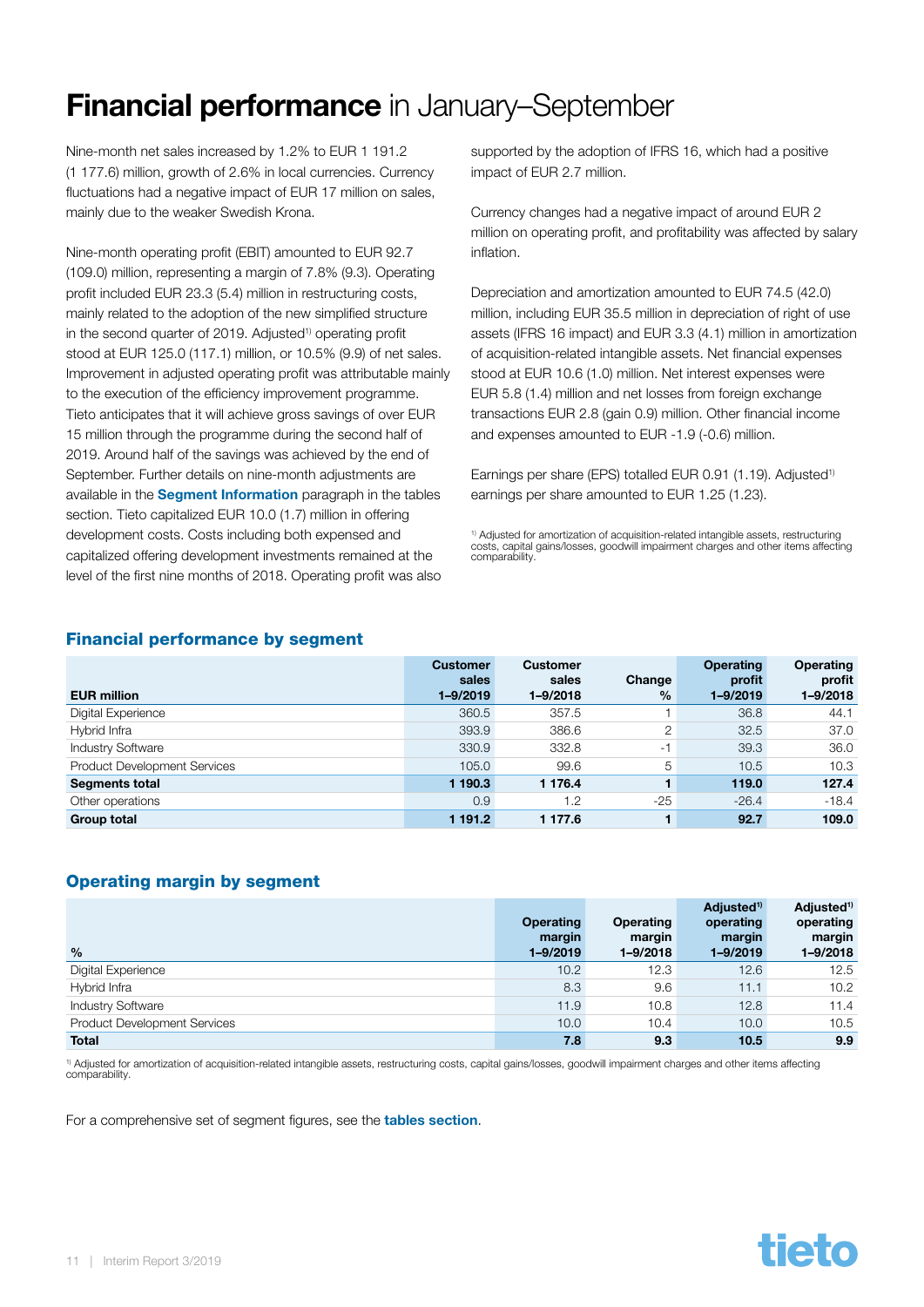# Financial performance in January–September

Nine-month net sales increased by 1.2% to EUR 1 191.2 (1 177.6) million, growth of 2.6% in local currencies. Currency fluctuations had a negative impact of EUR 17 million on sales, mainly due to the weaker Swedish Krona.

Nine-month operating profit (EBIT) amounted to EUR 92.7 (109.0) million, representing a margin of 7.8% (9.3). Operating profit included EUR 23.3 (5.4) million in restructuring costs, mainly related to the adoption of the new simplified structure in the second quarter of 2019. Adjusted[1] operating profit stood at EUR 125.0 (117.1) million, or 10.5% (9.9) of net sales. Improvement in adjusted operating profit was attributable mainly to the execution of the efficiency improvement programme. Tieto anticipates that it will achieve gross savings of over EUR 15 million through the programme during the second half of 2019. Around half of the savings was achieved by the end of September. Further details on nine-month adjustments are available in the **Segment Information** paragraph in the tables section. Tieto capitalized EUR 10.0 (1.7) million in offering development costs. Costs including both expensed and capitalized offering development investments remained at the level of the first nine months of 2018. Operating profit was also supported by the adoption of IFRS 16, which had a positive impact of EUR 2.7 million.

Currency changes had a negative impact of around EUR 2 million on operating profit, and profitability was affected by salary inflation.

Depreciation and amortization amounted to EUR 74.5 (42.0) million, including EUR 35.5 million in depreciation of right of use assets (IFRS 16 impact) and EUR 3.3 (4.1) million in amortization of acquisition-related intangible assets. Net financial expenses stood at EUR 10.6 (1.0) million. Net interest expenses were EUR 5.8 (1.4) million and net losses from foreign exchange transactions EUR 2.8 (gain 0.9) million. Other financial income and expenses amounted to EUR -1.9 (-0.6) million.

Earnings per share (EPS) totalled EUR 0.91 (1.19). Adjusted[1] earnings per share amounted to EUR 1.25 (1.23).

[1] Adjusted for amortization of acquisition-related intangible assets, restructuring costs, capital gains/losses, goodwill impairment charges and other items affecting comparability.

## Financial performance by segment

| EUR million | Customer sales 1–9/2019 | Customer sales 1–9/2018 | Change % | Operating profit 1–9/2019 | Operating profit 1–9/2018 |
|---|---|---|---|---|---|
| Digital Experience | 360.5 | 357.5 | 1 | 36.8 | 44.1 |
| Hybrid Infra | 393.9 | 386.6 | 2 | 32.5 | 37.0 |
| Industry Software | 330.9 | 332.8 | -1 | 39.3 | 36.0 |
| Product Development Services | 105.0 | 99.6 | 5 | 10.5 | 10.3 |
| **Segments total** | **1 190.3** | **1 176.4** | **1** | **119.0** | **127.4** |
| Other operations | 0.9 | 1.2 | -25 | -26.4 | -18.4 |
| **Group total** | **1 191.2** | **1 177.6** | **1** | **92.7** | **109.0** |

## Operating margin by segment

| % | Operating margin 1–9/2019 | Operating margin 1–9/2018 | Adjusted[1] operating margin 1–9/2019 | Adjusted[1] operating margin 1–9/2018 |
|---|---|---|---|---|
| Digital Experience | 10.2 | 12.3 | 12.6 | 12.5 |
| Hybrid Infra | 8.3 | 9.6 | 11.1 | 10.2 |
| Industry Software | 11.9 | 10.8 | 12.8 | 11.4 |
| Product Development Services | 10.0 | 10.4 | 10.0 | 10.5 |
| **Total** | **7.8** | **9.3** | **10.5** | **9.9** |

[1] Adjusted for amortization of acquisition-related intangible assets, restructuring costs, capital gains/losses, goodwill impairment charges and other items affecting comparability.

For a comprehensive set of segment figures, see the **tables section**.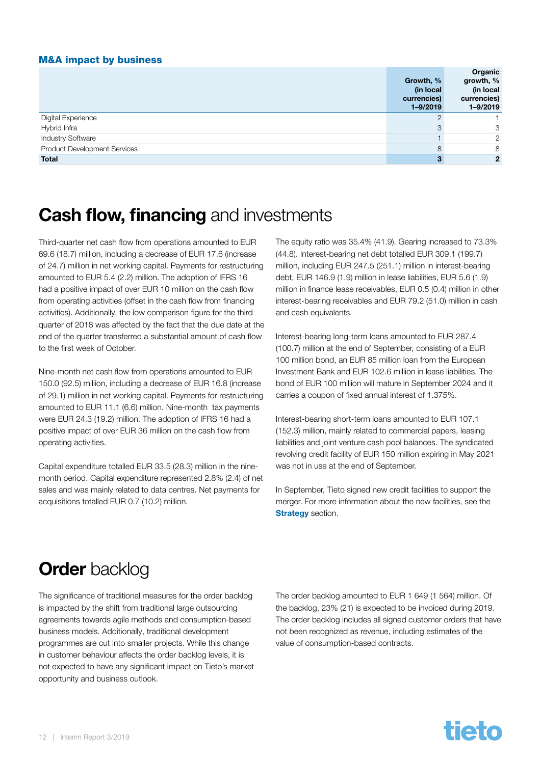### M&A impact by business

| | Growth, % (in local currencies) 1–9/2019 | Organic growth, % (in local currencies) 1–9/2019 |
|---|---|---|
| Digital Experience | 2 | 1 |
| Hybrid Infra | 3 | 3 |
| Industry Software | 1 | 2 |
| Product Development Services | 8 | 8 |
| **Total** | **3** | **2** |

## **Cash flow, financing** and investments

Third-quarter net cash flow from operations amounted to EUR 69.6 (18.7) million, including a decrease of EUR 17.6 (increase of 24.7) million in net working capital. Payments for restructuring amounted to EUR 5.4 (2.2) million. The adoption of IFRS 16 had a positive impact of over EUR 10 million on the cash flow from operating activities (offset in the cash flow from financing activities). Additionally, the low comparison figure for the third quarter of 2018 was affected by the fact that the due date at the end of the quarter transferred a substantial amount of cash flow to the first week of October.

Nine-month net cash flow from operations amounted to EUR 150.0 (92.5) million, including a decrease of EUR 16.8 (increase of 29.1) million in net working capital. Payments for restructuring amounted to EUR 11.1 (6.6) million. Nine-month tax payments were EUR 24.3 (19.2) million. The adoption of IFRS 16 had a positive impact of over EUR 36 million on the cash flow from operating activities.

Capital expenditure totalled EUR 33.5 (28.3) million in the nine-month period. Capital expenditure represented 2.8% (2.4) of net sales and was mainly related to data centres. Net payments for acquisitions totalled EUR 0.7 (10.2) million.

The equity ratio was 35.4% (41.9). Gearing increased to 73.3% (44.8). Interest-bearing net debt totalled EUR 309.1 (199.7) million, including EUR 247.5 (251.1) million in interest-bearing debt, EUR 146.9 (1.9) million in lease liabilities, EUR 5.6 (1.9) million in finance lease receivables, EUR 0.5 (0.4) million in other interest-bearing receivables and EUR 79.2 (51.0) million in cash and cash equivalents.

Interest-bearing long-term loans amounted to EUR 287.4 (100.7) million at the end of September, consisting of a EUR 100 million bond, an EUR 85 million loan from the European Investment Bank and EUR 102.6 million in lease liabilities. The bond of EUR 100 million will mature in September 2024 and it carries a coupon of fixed annual interest of 1.375%.

Interest-bearing short-term loans amounted to EUR 107.1 (152.3) million, mainly related to commercial papers, leasing liabilities and joint venture cash pool balances. The syndicated revolving credit facility of EUR 150 million expiring in May 2021 was not in use at the end of September.

In September, Tieto signed new credit facilities to support the merger. For more information about the new facilities, see the **Strategy** section.

## **Order** backlog

The significance of traditional measures for the order backlog is impacted by the shift from traditional large outsourcing agreements towards agile methods and consumption-based business models. Additionally, traditional development programmes are cut into smaller projects. While this change in customer behaviour affects the order backlog levels, it is not expected to have any significant impact on Tieto's market opportunity and business outlook.

The order backlog amounted to EUR 1 649 (1 564) million. Of the backlog, 23% (21) is expected to be invoiced during 2019. The order backlog includes all signed customer orders that have not been recognized as revenue, including estimates of the value of consumption-based contracts.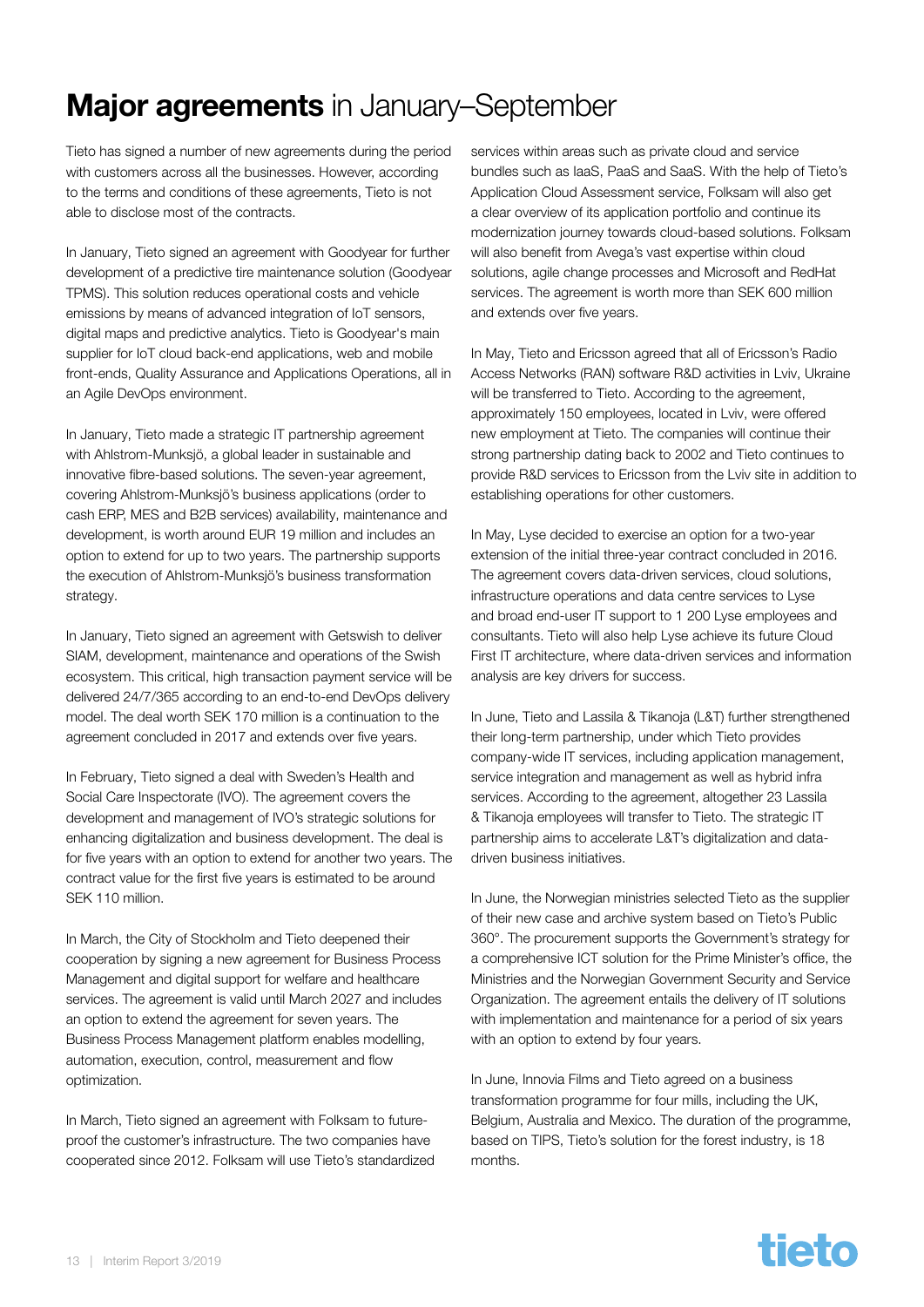# **Major agreements** in January–September

Tieto has signed a number of new agreements during the period with customers across all the businesses. However, according to the terms and conditions of these agreements, Tieto is not able to disclose most of the contracts.

In January, Tieto signed an agreement with Goodyear for further development of a predictive tire maintenance solution (Goodyear TPMS). This solution reduces operational costs and vehicle emissions by means of advanced integration of IoT sensors, digital maps and predictive analytics. Tieto is Goodyear's main supplier for IoT cloud back-end applications, web and mobile front-ends, Quality Assurance and Applications Operations, all in an Agile DevOps environment.

In January, Tieto made a strategic IT partnership agreement with Ahlstrom-Munksjö, a global leader in sustainable and innovative fibre-based solutions. The seven-year agreement, covering Ahlstrom-Munksjö's business applications (order to cash ERP, MES and B2B services) availability, maintenance and development, is worth around EUR 19 million and includes an option to extend for up to two years. The partnership supports the execution of Ahlstrom-Munksjö's business transformation strategy.

In January, Tieto signed an agreement with Getswish to deliver SIAM, development, maintenance and operations of the Swish ecosystem. This critical, high transaction payment service will be delivered 24/7/365 according to an end-to-end DevOps delivery model. The deal worth SEK 170 million is a continuation to the agreement concluded in 2017 and extends over five years.

In February, Tieto signed a deal with Sweden's Health and Social Care Inspectorate (IVO). The agreement covers the development and management of IVO's strategic solutions for enhancing digitalization and business development. The deal is for five years with an option to extend for another two years. The contract value for the first five years is estimated to be around SEK 110 million.

In March, the City of Stockholm and Tieto deepened their cooperation by signing a new agreement for Business Process Management and digital support for welfare and healthcare services. The agreement is valid until March 2027 and includes an option to extend the agreement for seven years. The Business Process Management platform enables modelling, automation, execution, control, measurement and flow optimization.

In March, Tieto signed an agreement with Folksam to future-proof the customer's infrastructure. The two companies have cooperated since 2012. Folksam will use Tieto's standardized services within areas such as private cloud and service bundles such as IaaS, PaaS and SaaS. With the help of Tieto's Application Cloud Assessment service, Folksam will also get a clear overview of its application portfolio and continue its modernization journey towards cloud-based solutions. Folksam will also benefit from Avega's vast expertise within cloud solutions, agile change processes and Microsoft and RedHat services. The agreement is worth more than SEK 600 million and extends over five years.

In May, Tieto and Ericsson agreed that all of Ericsson's Radio Access Networks (RAN) software R&D activities in Lviv, Ukraine will be transferred to Tieto. According to the agreement, approximately 150 employees, located in Lviv, were offered new employment at Tieto. The companies will continue their strong partnership dating back to 2002 and Tieto continues to provide R&D services to Ericsson from the Lviv site in addition to establishing operations for other customers.

In May, Lyse decided to exercise an option for a two-year extension of the initial three-year contract concluded in 2016. The agreement covers data-driven services, cloud solutions, infrastructure operations and data centre services to Lyse and broad end-user IT support to 1 200 Lyse employees and consultants. Tieto will also help Lyse achieve its future Cloud First IT architecture, where data-driven services and information analysis are key drivers for success.

In June, Tieto and Lassila & Tikanoja (L&T) further strengthened their long-term partnership, under which Tieto provides company-wide IT services, including application management, service integration and management as well as hybrid infra services. According to the agreement, altogether 23 Lassila & Tikanoja employees will transfer to Tieto. The strategic IT partnership aims to accelerate L&T's digitalization and data-driven business initiatives.

In June, the Norwegian ministries selected Tieto as the supplier of their new case and archive system based on Tieto's Public 360°. The procurement supports the Government's strategy for a comprehensive ICT solution for the Prime Minister's office, the Ministries and the Norwegian Government Security and Service Organization. The agreement entails the delivery of IT solutions with implementation and maintenance for a period of six years with an option to extend by four years.

In June, Innovia Films and Tieto agreed on a business transformation programme for four mills, including the UK, Belgium, Australia and Mexico. The duration of the programme, based on TIPS, Tieto's solution for the forest industry, is 18 months.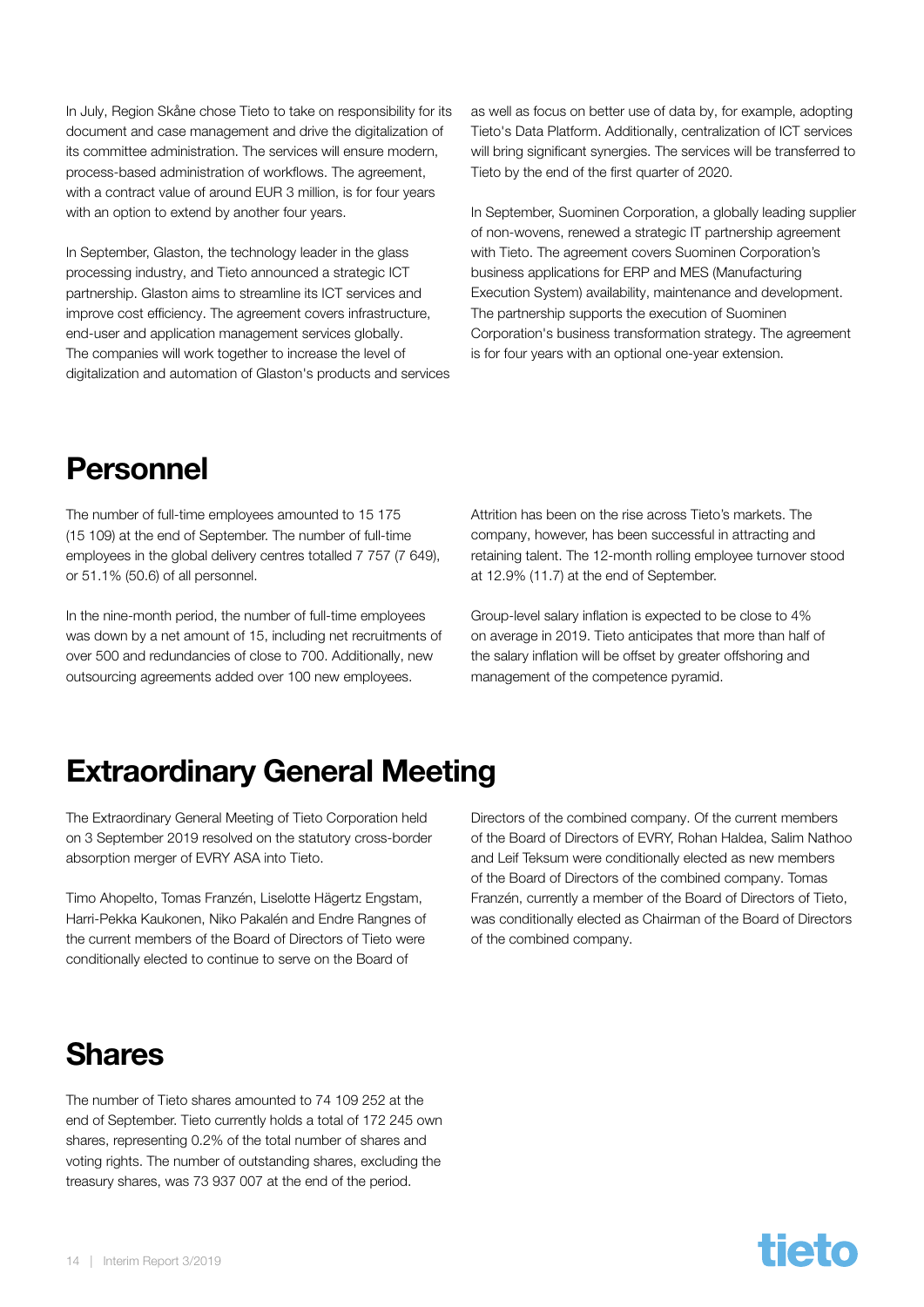In July, Region Skåne chose Tieto to take on responsibility for its document and case management and drive the digitalization of its committee administration. The services will ensure modern, process-based administration of workflows. The agreement, with a contract value of around EUR 3 million, is for four years with an option to extend by another four years.

In September, Glaston, the technology leader in the glass processing industry, and Tieto announced a strategic ICT partnership. Glaston aims to streamline its ICT services and improve cost efficiency. The agreement covers infrastructure, end-user and application management services globally. The companies will work together to increase the level of digitalization and automation of Glaston's products and services as well as focus on better use of data by, for example, adopting Tieto's Data Platform. Additionally, centralization of ICT services will bring significant synergies. The services will be transferred to Tieto by the end of the first quarter of 2020.

In September, Suominen Corporation, a globally leading supplier of non-wovens, renewed a strategic IT partnership agreement with Tieto. The agreement covers Suominen Corporation's business applications for ERP and MES (Manufacturing Execution System) availability, maintenance and development. The partnership supports the execution of Suominen Corporation's business transformation strategy. The agreement is for four years with an optional one-year extension.

# Personnel

The number of full-time employees amounted to 15 175 (15 109) at the end of September. The number of full-time employees in the global delivery centres totalled 7 757 (7 649), or 51.1% (50.6) of all personnel.

In the nine-month period, the number of full-time employees was down by a net amount of 15, including net recruitments of over 500 and redundancies of close to 700. Additionally, new outsourcing agreements added over 100 new employees.

Attrition has been on the rise across Tieto's markets. The company, however, has been successful in attracting and retaining talent. The 12-month rolling employee turnover stood at 12.9% (11.7) at the end of September.

Group-level salary inflation is expected to be close to 4% on average in 2019. Tieto anticipates that more than half of the salary inflation will be offset by greater offshoring and management of the competence pyramid.

# Extraordinary General Meeting

The Extraordinary General Meeting of Tieto Corporation held on 3 September 2019 resolved on the statutory cross-border absorption merger of EVRY ASA into Tieto.

Timo Ahopelto, Tomas Franzén, Liselotte Hägertz Engstam, Harri-Pekka Kaukonen, Niko Pakalén and Endre Rangnes of the current members of the Board of Directors of Tieto were conditionally elected to continue to serve on the Board of Directors of the combined company. Of the current members of the Board of Directors of EVRY, Rohan Haldea, Salim Nathoo and Leif Teksum were conditionally elected as new members of the Board of Directors of the combined company. Tomas Franzén, currently a member of the Board of Directors of Tieto, was conditionally elected as Chairman of the Board of Directors of the combined company.

# Shares

The number of Tieto shares amounted to 74 109 252 at the end of September. Tieto currently holds a total of 172 245 own shares, representing 0.2% of the total number of shares and voting rights. The number of outstanding shares, excluding the treasury shares, was 73 937 007 at the end of the period.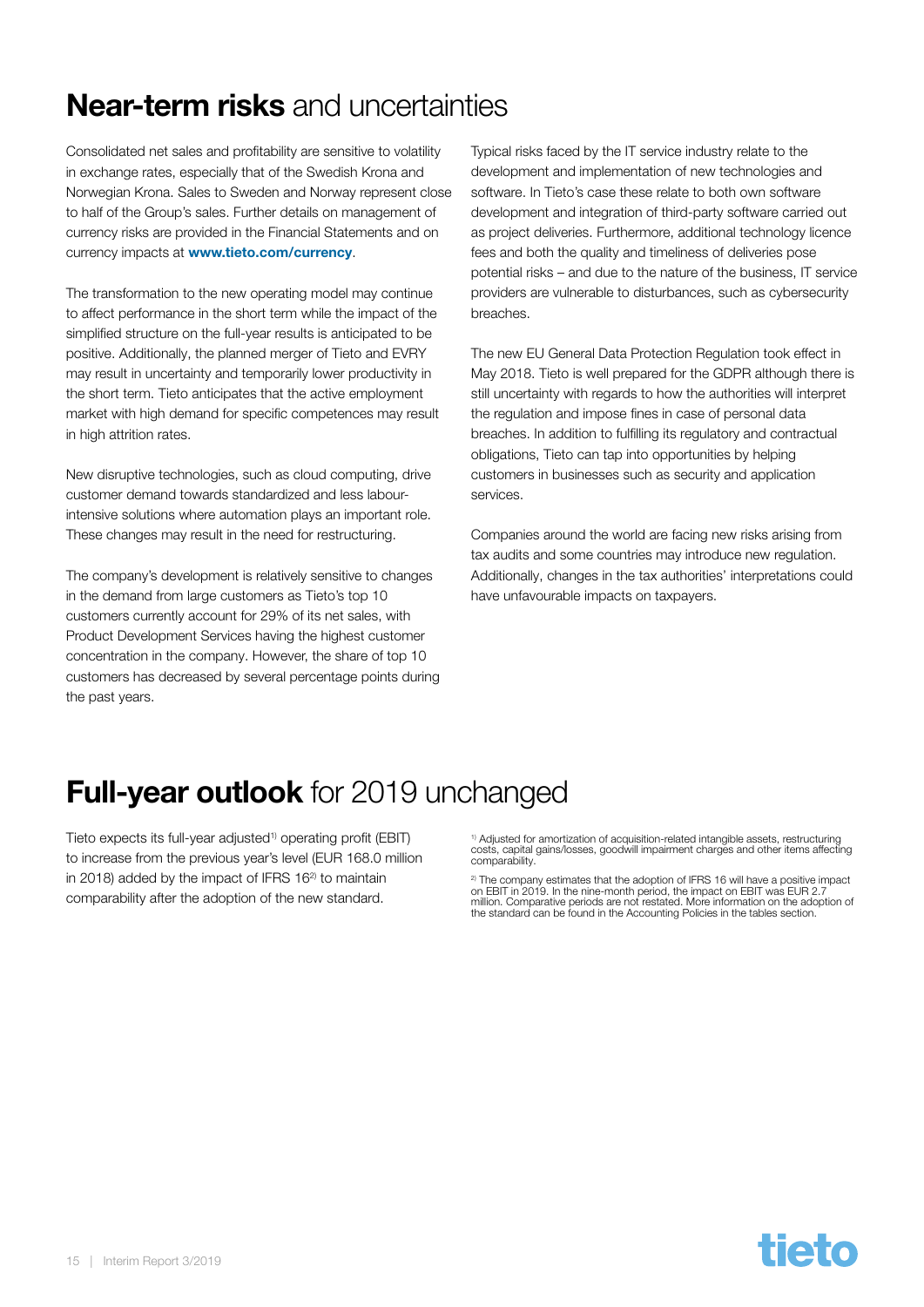# **Near-term risks** and uncertainties

Consolidated net sales and profitability are sensitive to volatility in exchange rates, especially that of the Swedish Krona and Norwegian Krona. Sales to Sweden and Norway represent close to half of the Group's sales. Further details on management of currency risks are provided in the Financial Statements and on currency impacts at **www.tieto.com/currency**.

The transformation to the new operating model may continue to affect performance in the short term while the impact of the simplified structure on the full-year results is anticipated to be positive. Additionally, the planned merger of Tieto and EVRY may result in uncertainty and temporarily lower productivity in the short term. Tieto anticipates that the active employment market with high demand for specific competences may result in high attrition rates.

New disruptive technologies, such as cloud computing, drive customer demand towards standardized and less labour-intensive solutions where automation plays an important role. These changes may result in the need for restructuring.

The company's development is relatively sensitive to changes in the demand from large customers as Tieto's top 10 customers currently account for 29% of its net sales, with Product Development Services having the highest customer concentration in the company. However, the share of top 10 customers has decreased by several percentage points during the past years.

Typical risks faced by the IT service industry relate to the development and implementation of new technologies and software. In Tieto's case these relate to both own software development and integration of third-party software carried out as project deliveries. Furthermore, additional technology licence fees and both the quality and timeliness of deliveries pose potential risks – and due to the nature of the business, IT service providers are vulnerable to disturbances, such as cybersecurity breaches.

The new EU General Data Protection Regulation took effect in May 2018. Tieto is well prepared for the GDPR although there is still uncertainty with regards to how the authorities will interpret the regulation and impose fines in case of personal data breaches. In addition to fulfilling its regulatory and contractual obligations, Tieto can tap into opportunities by helping customers in businesses such as security and application services.

Companies around the world are facing new risks arising from tax audits and some countries may introduce new regulation. Additionally, changes in the tax authorities' interpretations could have unfavourable impacts on taxpayers.

# **Full-year outlook** for 2019 unchanged

Tieto expects its full-year adjusted[1)] operating profit (EBIT) to increase from the previous year's level (EUR 168.0 million in 2018) added by the impact of IFRS 16[2)] to maintain comparability after the adoption of the new standard.

[1)] Adjusted for amortization of acquisition-related intangible assets, restructuring costs, capital gains/losses, goodwill impairment charges and other items affecting comparability.

[2)] The company estimates that the adoption of IFRS 16 will have a positive impact on EBIT in 2019. In the nine-month period, the impact on EBIT was EUR 2.7 million. Comparative periods are not restated. More information on the adoption of the standard can be found in the Accounting Policies in the tables section.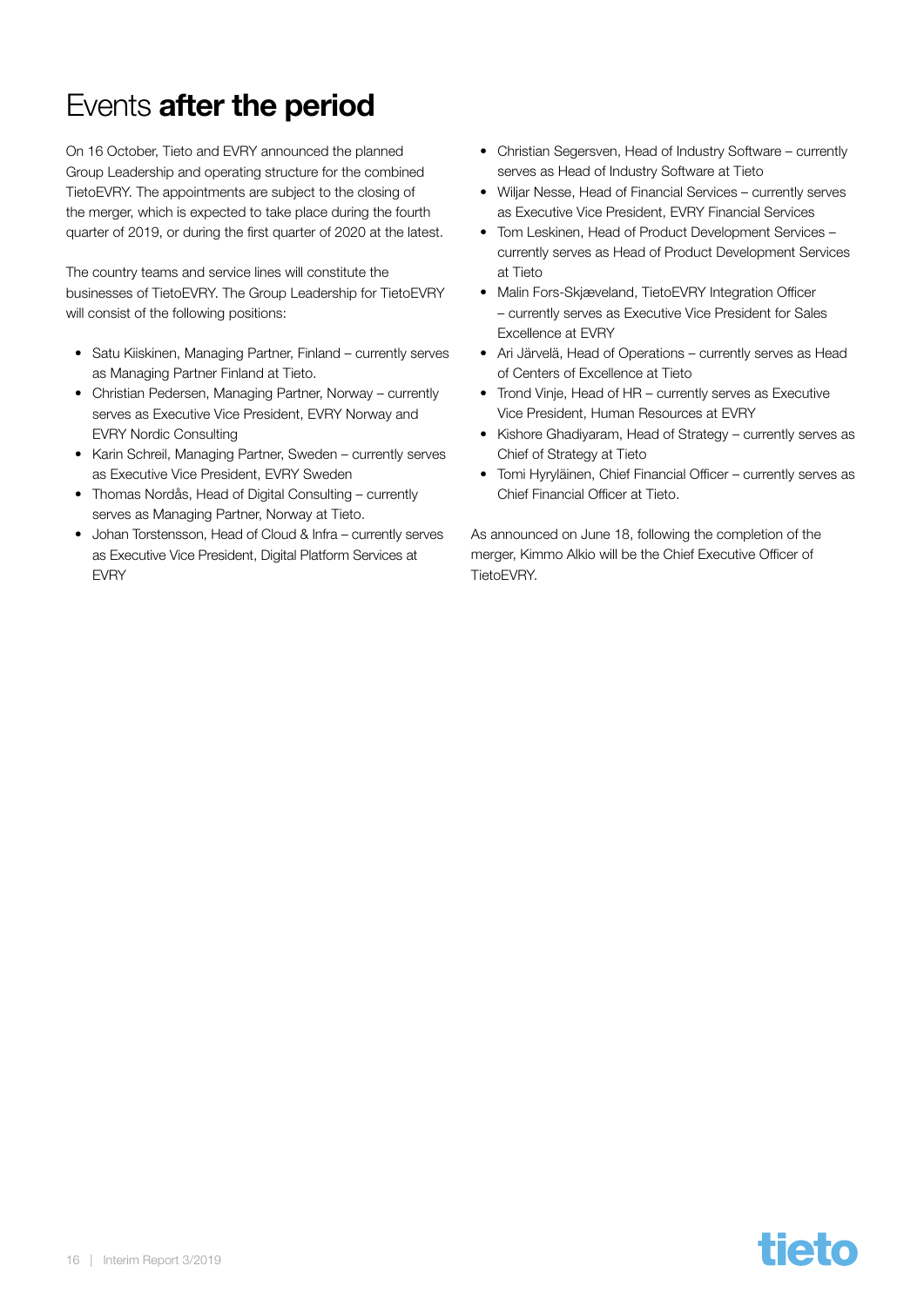# Events **after the period**

On 16 October, Tieto and EVRY announced the planned Group Leadership and operating structure for the combined TietoEVRY. The appointments are subject to the closing of the merger, which is expected to take place during the fourth quarter of 2019, or during the first quarter of 2020 at the latest.

The country teams and service lines will constitute the businesses of TietoEVRY. The Group Leadership for TietoEVRY will consist of the following positions:

- Satu Kiiskinen, Managing Partner, Finland – currently serves as Managing Partner Finland at Tieto.
- Christian Pedersen, Managing Partner, Norway – currently serves as Executive Vice President, EVRY Norway and EVRY Nordic Consulting
- Karin Schreil, Managing Partner, Sweden – currently serves as Executive Vice President, EVRY Sweden
- Thomas Nordås, Head of Digital Consulting – currently serves as Managing Partner, Norway at Tieto.
- Johan Torstensson, Head of Cloud & Infra – currently serves as Executive Vice President, Digital Platform Services at EVRY
- Christian Segersven, Head of Industry Software – currently serves as Head of Industry Software at Tieto
- Wiljar Nesse, Head of Financial Services – currently serves as Executive Vice President, EVRY Financial Services
- Tom Leskinen, Head of Product Development Services – currently serves as Head of Product Development Services at Tieto
- Malin Fors-Skjæveland, TietoEVRY Integration Officer – currently serves as Executive Vice President for Sales Excellence at EVRY
- Ari Järvelä, Head of Operations – currently serves as Head of Centers of Excellence at Tieto
- Trond Vinje, Head of HR – currently serves as Executive Vice President, Human Resources at EVRY
- Kishore Ghadiyaram, Head of Strategy – currently serves as Chief of Strategy at Tieto
- Tomi Hyryläinen, Chief Financial Officer – currently serves as Chief Financial Officer at Tieto.

As announced on June 18, following the completion of the merger, Kimmo Alkio will be the Chief Executive Officer of TietoEVRY.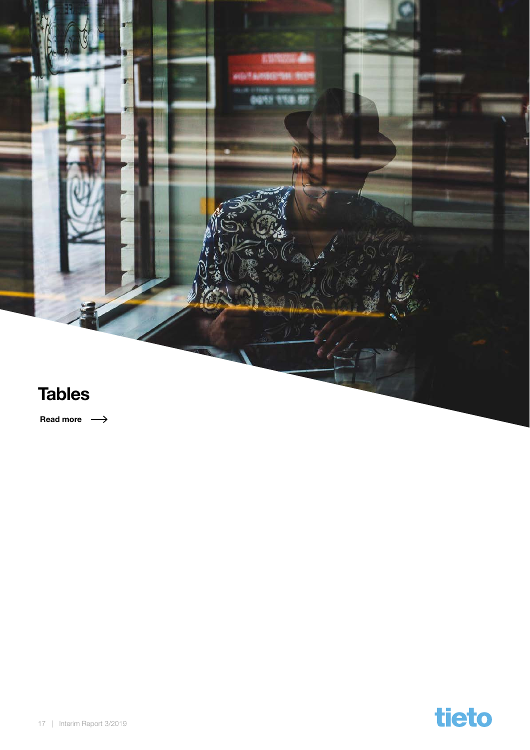# Tables

Read more →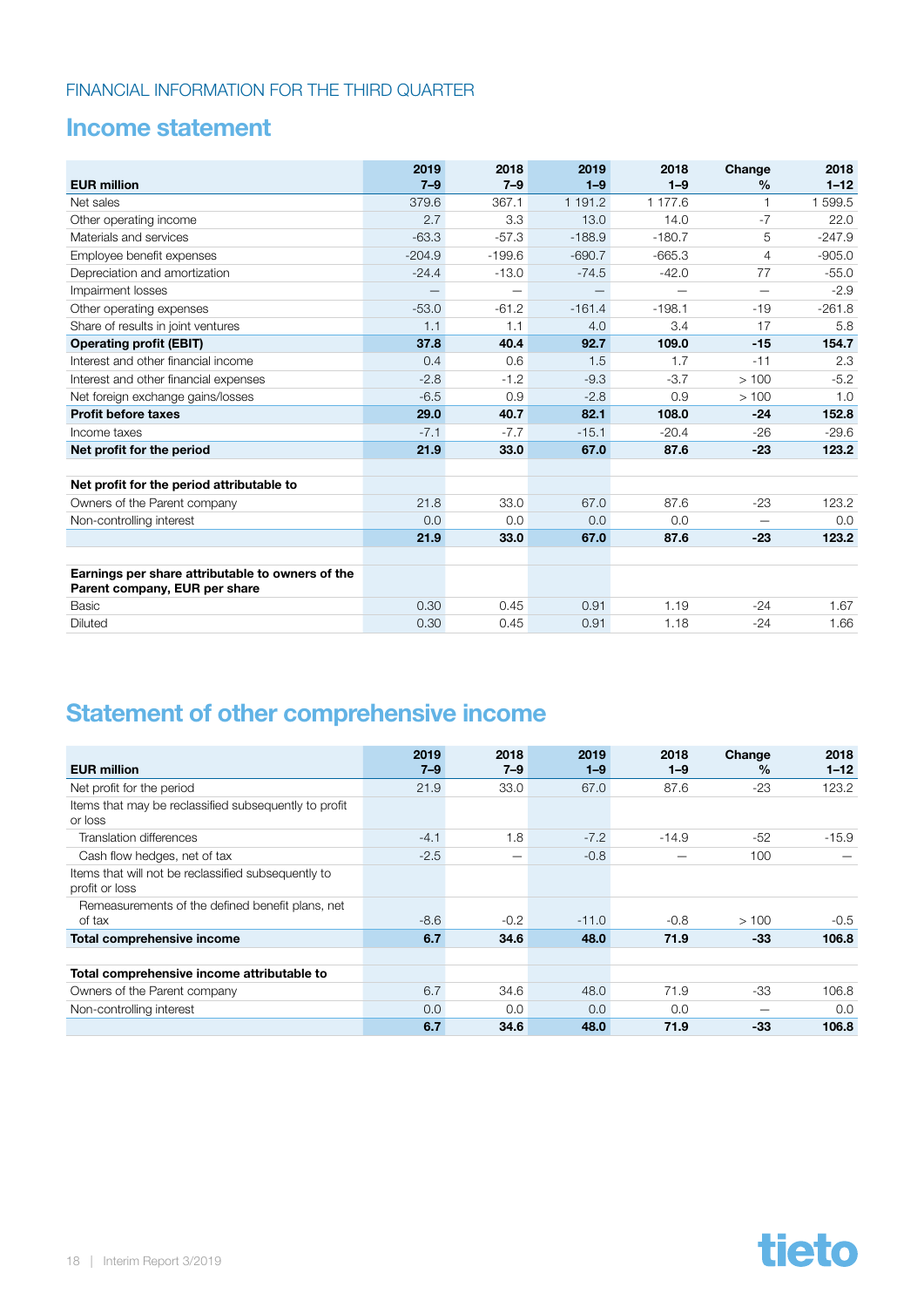FINANCIAL INFORMATION FOR THE THIRD QUARTER

## Income statement

| EUR million | 2019 7–9 | 2018 7–9 | 2019 1–9 | 2018 1–9 | Change % | 2018 1–12 |
|---|---|---|---|---|---|---|
| Net sales | 379.6 | 367.1 | 1 191.2 | 1 177.6 | 1 | 1 599.5 |
| Other operating income | 2.7 | 3.3 | 13.0 | 14.0 | -7 | 22.0 |
| Materials and services | -63.3 | -57.3 | -188.9 | -180.7 | 5 | -247.9 |
| Employee benefit expenses | -204.9 | -199.6 | -690.7 | -665.3 | 4 | -905.0 |
| Depreciation and amortization | -24.4 | -13.0 | -74.5 | -42.0 | 77 | -55.0 |
| Impairment losses | – | – | – | – | – | -2.9 |
| Other operating expenses | -53.0 | -61.2 | -161.4 | -198.1 | -19 | -261.8 |
| Share of results in joint ventures | 1.1 | 1.1 | 4.0 | 3.4 | 17 | 5.8 |
| **Operating profit (EBIT)** | **37.8** | **40.4** | **92.7** | **109.0** | **-15** | **154.7** |
| Interest and other financial income | 0.4 | 0.6 | 1.5 | 1.7 | -11 | 2.3 |
| Interest and other financial expenses | -2.8 | -1.2 | -9.3 | -3.7 | > 100 | -5.2 |
| Net foreign exchange gains/losses | -6.5 | 0.9 | -2.8 | 0.9 | > 100 | 1.0 |
| **Profit before taxes** | **29.0** | **40.7** | **82.1** | **108.0** | **-24** | **152.8** |
| Income taxes | -7.1 | -7.7 | -15.1 | -20.4 | -26 | -29.6 |
| **Net profit for the period** | **21.9** | **33.0** | **67.0** | **87.6** | **-23** | **123.2** |
| | | | | | | |
| **Net profit for the period attributable to** | | | | | | |
| Owners of the Parent company | 21.8 | 33.0 | 67.0 | 87.6 | -23 | 123.2 |
| Non-controlling interest | 0.0 | 0.0 | 0.0 | 0.0 | – | 0.0 |
| | **21.9** | **33.0** | **67.0** | **87.6** | **-23** | **123.2** |
| | | | | | | |
| **Earnings per share attributable to owners of the Parent company, EUR per share** | | | | | | |
| Basic | 0.30 | 0.45 | 0.91 | 1.19 | -24 | 1.67 |
| Diluted | 0.30 | 0.45 | 0.91 | 1.18 | -24 | 1.66 |

## Statement of other comprehensive income

| EUR million | 2019 7–9 | 2018 7–9 | 2019 1–9 | 2018 1–9 | Change % | 2018 1–12 |
|---|---|---|---|---|---|---|
| Net profit for the period | 21.9 | 33.0 | 67.0 | 87.6 | -23 | 123.2 |
| Items that may be reclassified subsequently to profit or loss | | | | | | |
| Translation differences | -4.1 | 1.8 | -7.2 | -14.9 | -52 | -15.9 |
| Cash flow hedges, net of tax | -2.5 | – | -0.8 | – | 100 | – |
| Items that will not be reclassified subsequently to profit or loss | | | | | | |
| Remeasurements of the defined benefit plans, net of tax | -8.6 | -0.2 | -11.0 | -0.8 | > 100 | -0.5 |
| **Total comprehensive income** | **6.7** | **34.6** | **48.0** | **71.9** | **-33** | **106.8** |
| | | | | | | |
| **Total comprehensive income attributable to** | | | | | | |
| Owners of the Parent company | 6.7 | 34.6 | 48.0 | 71.9 | -33 | 106.8 |
| Non-controlling interest | 0.0 | 0.0 | 0.0 | 0.0 | – | 0.0 |
| | **6.7** | **34.6** | **48.0** | **71.9** | **-33** | **106.8** |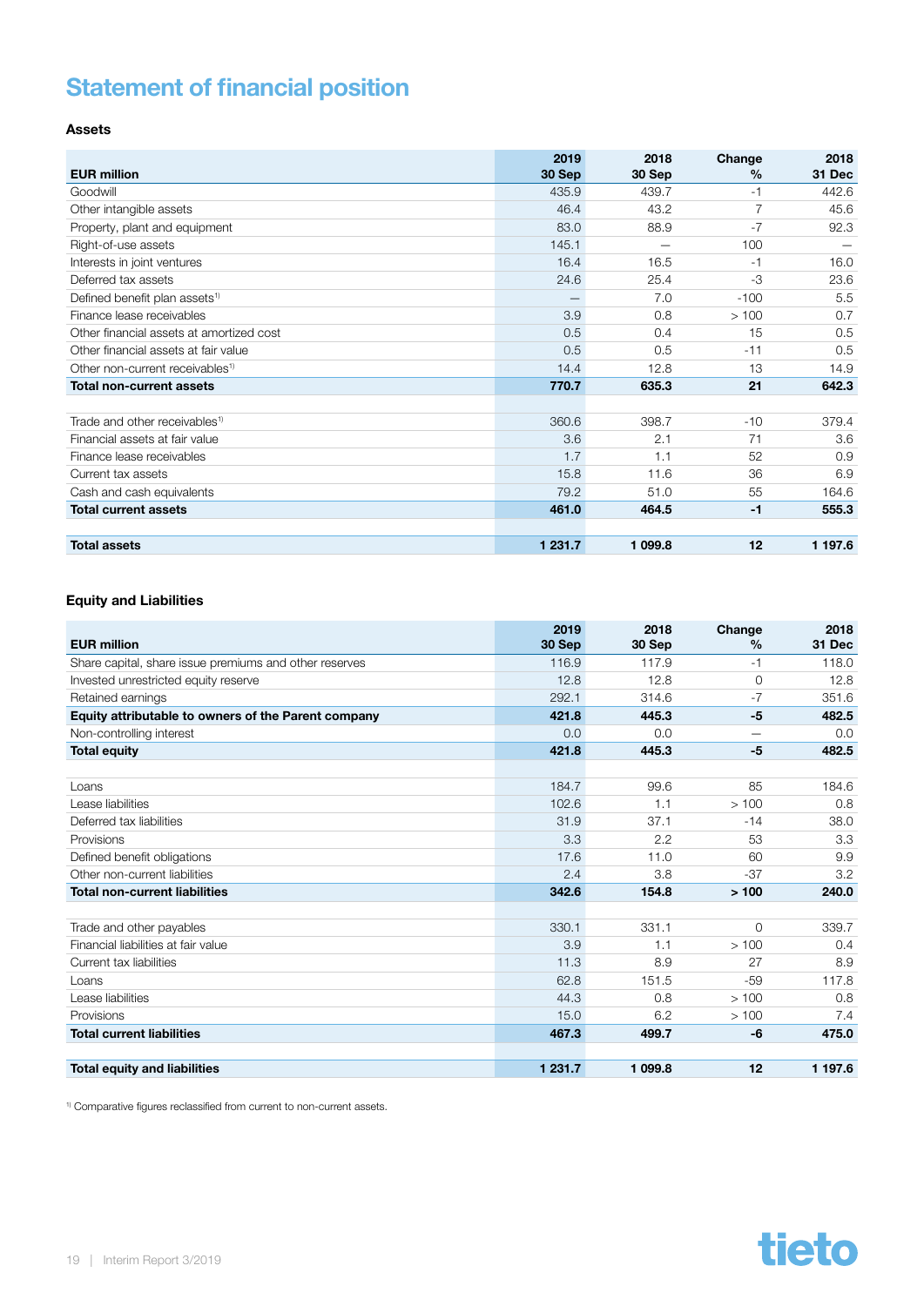# Statement of financial position

### Assets

| EUR million | 2019 30 Sep | 2018 30 Sep | Change % | 2018 31 Dec |
|---|---|---|---|---|
| Goodwill | 435.9 | 439.7 | -1 | 442.6 |
| Other intangible assets | 46.4 | 43.2 | 7 | 45.6 |
| Property, plant and equipment | 83.0 | 88.9 | -7 | 92.3 |
| Right-of-use assets | 145.1 | – | 100 | – |
| Interests in joint ventures | 16.4 | 16.5 | -1 | 16.0 |
| Deferred tax assets | 24.6 | 25.4 | -3 | 23.6 |
| Defined benefit plan assets[1] | – | 7.0 | -100 | 5.5 |
| Finance lease receivables | 3.9 | 0.8 | > 100 | 0.7 |
| Other financial assets at amortized cost | 0.5 | 0.4 | 15 | 0.5 |
| Other financial assets at fair value | 0.5 | 0.5 | -11 | 0.5 |
| Other non-current receivables[1] | 14.4 | 12.8 | 13 | 14.9 |
| **Total non-current assets** | **770.7** | **635.3** | **21** | **642.3** |
| | | | | |
| Trade and other receivables[1] | 360.6 | 398.7 | -10 | 379.4 |
| Financial assets at fair value | 3.6 | 2.1 | 71 | 3.6 |
| Finance lease receivables | 1.7 | 1.1 | 52 | 0.9 |
| Current tax assets | 15.8 | 11.6 | 36 | 6.9 |
| Cash and cash equivalents | 79.2 | 51.0 | 55 | 164.6 |
| **Total current assets** | **461.0** | **464.5** | **-1** | **555.3** |
| | | | | |
| **Total assets** | **1 231.7** | **1 099.8** | **12** | **1 197.6** |

### Equity and Liabilities

| EUR million | 2019 30 Sep | 2018 30 Sep | Change % | 2018 31 Dec |
|---|---|---|---|---|
| Share capital, share issue premiums and other reserves | 116.9 | 117.9 | -1 | 118.0 |
| Invested unrestricted equity reserve | 12.8 | 12.8 | 0 | 12.8 |
| Retained earnings | 292.1 | 314.6 | -7 | 351.6 |
| **Equity attributable to owners of the Parent company** | **421.8** | **445.3** | **-5** | **482.5** |
| Non-controlling interest | 0.0 | 0.0 | – | 0.0 |
| **Total equity** | **421.8** | **445.3** | **-5** | **482.5** |
| | | | | |
| Loans | 184.7 | 99.6 | 85 | 184.6 |
| Lease liabilities | 102.6 | 1.1 | > 100 | 0.8 |
| Deferred tax liabilities | 31.9 | 37.1 | -14 | 38.0 |
| Provisions | 3.3 | 2.2 | 53 | 3.3 |
| Defined benefit obligations | 17.6 | 11.0 | 60 | 9.9 |
| Other non-current liabilities | 2.4 | 3.8 | -37 | 3.2 |
| **Total non-current liabilities** | **342.6** | **154.8** | **> 100** | **240.0** |
| | | | | |
| Trade and other payables | 330.1 | 331.1 | 0 | 339.7 |
| Financial liabilities at fair value | 3.9 | 1.1 | > 100 | 0.4 |
| Current tax liabilities | 11.3 | 8.9 | 27 | 8.9 |
| Loans | 62.8 | 151.5 | -59 | 117.8 |
| Lease liabilities | 44.3 | 0.8 | > 100 | 0.8 |
| Provisions | 15.0 | 6.2 | > 100 | 7.4 |
| **Total current liabilities** | **467.3** | **499.7** | **-6** | **475.0** |
| | | | | |
| **Total equity and liabilities** | **1 231.7** | **1 099.8** | **12** | **1 197.6** |

[1] Comparative figures reclassified from current to non-current assets.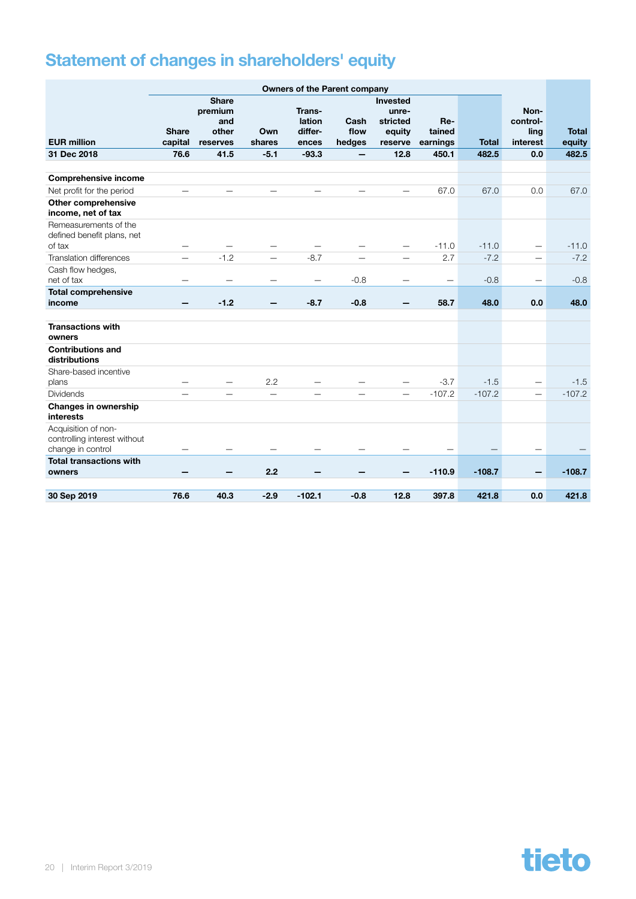# Statement of changes in shareholders' equity

| EUR million | Owners of the Parent company | | | | | | | | Non-controlling interest | Total equity |
|---|---|---|---|---|---|---|---|---|---|---|
| | Share capital | Share premium and other reserves | Own shares | Translation differences | Cash flow hedges | Invested unrestricted equity reserve | Retained earnings | Total | | |
| **31 Dec 2018** | **76.6** | **41.5** | **-5.1** | **-93.3** | **–** | **12.8** | **450.1** | **482.5** | **0.0** | **482.5** |
| | | | | | | | | | | |
| **Comprehensive income** | | | | | | | | | | |
| Net profit for the period | – | – | – | – | – | – | 67.0 | 67.0 | 0.0 | 67.0 |
| **Other comprehensive income, net of tax** | | | | | | | | | | |
| Remeasurements of the defined benefit plans, net of tax | – | – | – | – | – | – | -11.0 | -11.0 | – | -11.0 |
| Translation differences | – | -1.2 | – | -8.7 | – | – | 2.7 | -7.2 | – | -7.2 |
| Cash flow hedges, net of tax | – | – | – | – | -0.8 | – | – | -0.8 | – | -0.8 |
| **Total comprehensive income** | **–** | **-1.2** | **–** | **-8.7** | **-0.8** | **–** | **58.7** | **48.0** | **0.0** | **48.0** |
| | | | | | | | | | | |
| **Transactions with owners** | | | | | | | | | | |
| **Contributions and distributions** | | | | | | | | | | |
| Share-based incentive plans | – | – | 2.2 | – | – | – | -3.7 | -1.5 | – | -1.5 |
| Dividends | – | – | – | – | – | – | -107.2 | -107.2 | – | -107.2 |
| **Changes in ownership interests** | | | | | | | | | | |
| Acquisition of non-controlling interest without change in control | – | – | – | – | – | – | – | – | – | – |
| **Total transactions with owners** | **–** | **–** | **2.2** | **–** | **–** | **–** | **-110.9** | **-108.7** | **–** | **-108.7** |
| | | | | | | | | | | |
| **30 Sep 2019** | **76.6** | **40.3** | **-2.9** | **-102.1** | **-0.8** | **12.8** | **397.8** | **421.8** | **0.0** | **421.8** |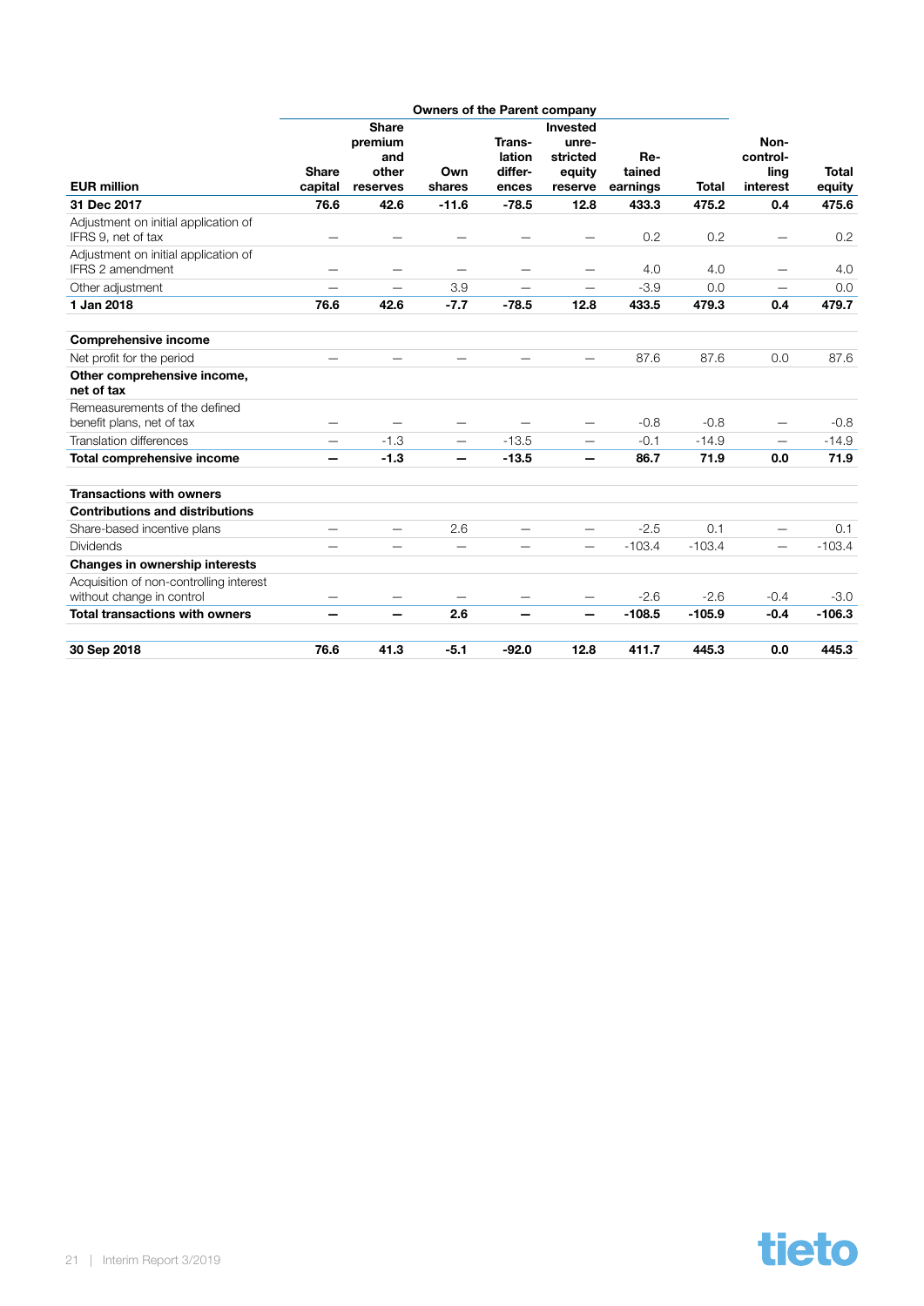| EUR million | Owners of the Parent company | | | | | | | | |
|---|---|---|---|---|---|---|---|---|---|
| | Share capital | Share premium and other reserves | Own shares | Translation differences | Invested unrestricted equity reserve | Retained earnings | Total | Non-controlling interest | Total equity |
| **31 Dec 2017** | **76.6** | **42.6** | **-11.6** | **-78.5** | **12.8** | **433.3** | **475.2** | **0.4** | **475.6** |
| Adjustment on initial application of IFRS 9, net of tax | – | – | – | – | – | 0.2 | 0.2 | – | 0.2 |
| Adjustment on initial application of IFRS 2 amendment | – | – | – | – | – | 4.0 | 4.0 | – | 4.0 |
| Other adjustment | – | – | 3.9 | – | – | -3.9 | 0.0 | – | 0.0 |
| **1 Jan 2018** | **76.6** | **42.6** | **-7.7** | **-78.5** | **12.8** | **433.5** | **479.3** | **0.4** | **479.7** |
| **Comprehensive income** | | | | | | | | | |
| Net profit for the period | – | – | – | – | – | 87.6 | 87.6 | 0.0 | 87.6 |
| **Other comprehensive income, net of tax** | | | | | | | | | |
| Remeasurements of the defined benefit plans, net of tax | – | – | – | – | – | -0.8 | -0.8 | – | -0.8 |
| Translation differences | – | -1.3 | – | -13.5 | – | -0.1 | -14.9 | – | -14.9 |
| **Total comprehensive income** | **–** | **-1.3** | **–** | **-13.5** | **–** | **86.7** | **71.9** | **0.0** | **71.9** |
| **Transactions with owners** | | | | | | | | | |
| **Contributions and distributions** | | | | | | | | | |
| Share-based incentive plans | – | – | 2.6 | – | – | -2.5 | 0.1 | – | 0.1 |
| Dividends | – | – | – | – | – | -103.4 | -103.4 | – | -103.4 |
| **Changes in ownership interests** | | | | | | | | | |
| Acquisition of non-controlling interest without change in control | – | – | – | – | – | -2.6 | -2.6 | -0.4 | -3.0 |
| **Total transactions with owners** | **–** | **–** | **2.6** | **–** | **–** | **-108.5** | **-105.9** | **-0.4** | **-106.3** |
| **30 Sep 2018** | **76.6** | **41.3** | **-5.1** | **-92.0** | **12.8** | **411.7** | **445.3** | **0.0** | **445.3** |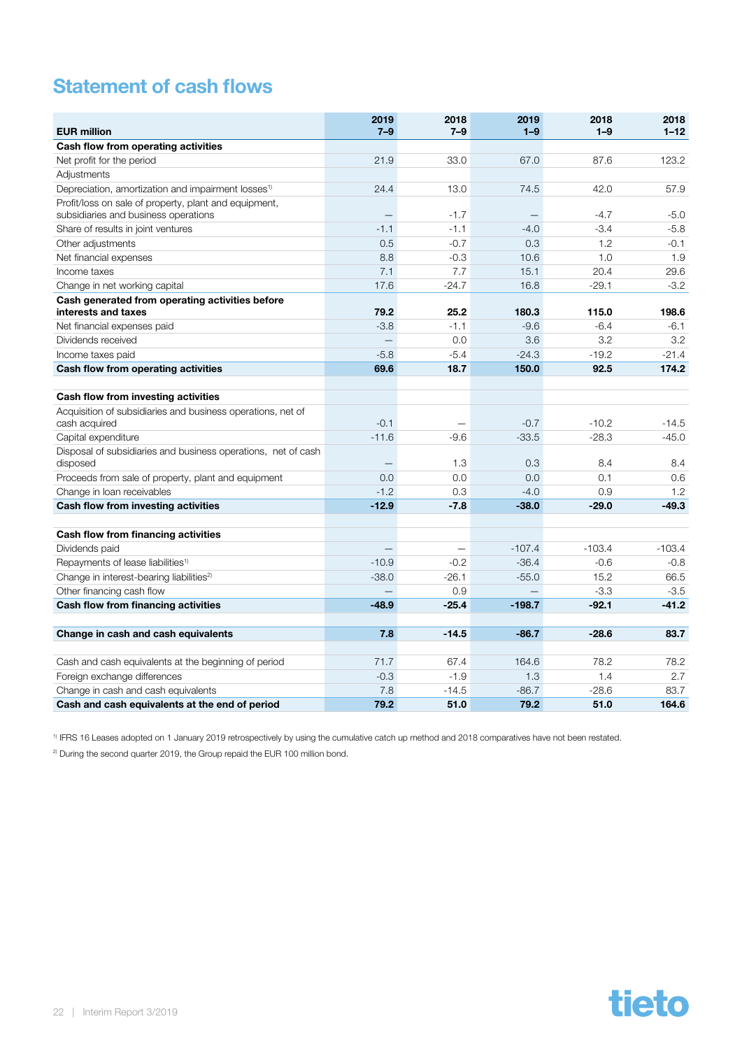# Statement of cash flows

| EUR million | 2019 7–9 | 2018 7–9 | 2019 1–9 | 2018 1–9 | 2018 1–12 |
|---|---|---|---|---|---|
| **Cash flow from operating activities** | | | | | |
| Net profit for the period | 21.9 | 33.0 | 67.0 | 87.6 | 123.2 |
| Adjustments | | | | | |
| Depreciation, amortization and impairment losses[1] | 24.4 | 13.0 | 74.5 | 42.0 | 57.9 |
| Profit/loss on sale of property, plant and equipment, subsidiaries and business operations | – | -1.7 | – | -4.7 | -5.0 |
| Share of results in joint ventures | -1.1 | -1.1 | -4.0 | -3.4 | -5.8 |
| Other adjustments | 0.5 | -0.7 | 0.3 | 1.2 | -0.1 |
| Net financial expenses | 8.8 | -0.3 | 10.6 | 1.0 | 1.9 |
| Income taxes | 7.1 | 7.7 | 15.1 | 20.4 | 29.6 |
| Change in net working capital | 17.6 | -24.7 | 16.8 | -29.1 | -3.2 |
| **Cash generated from operating activities before interests and taxes** | **79.2** | **25.2** | **180.3** | **115.0** | **198.6** |
| Net financial expenses paid | -3.8 | -1.1 | -9.6 | -6.4 | -6.1 |
| Dividends received | – | 0.0 | 3.6 | 3.2 | 3.2 |
| Income taxes paid | -5.8 | -5.4 | -24.3 | -19.2 | -21.4 |
| **Cash flow from operating activities** | **69.6** | **18.7** | **150.0** | **92.5** | **174.2** |
| | | | | | |
| **Cash flow from investing activities** | | | | | |
| Acquisition of subsidiaries and business operations, net of cash acquired | -0.1 | – | -0.7 | -10.2 | -14.5 |
| Capital expenditure | -11.6 | -9.6 | -33.5 | -28.3 | -45.0 |
| Disposal of subsidiaries and business operations, net of cash disposed | – | 1.3 | 0.3 | 8.4 | 8.4 |
| Proceeds from sale of property, plant and equipment | 0.0 | 0.0 | 0.0 | 0.1 | 0.6 |
| Change in loan receivables | -1.2 | 0.3 | -4.0 | 0.9 | 1.2 |
| **Cash flow from investing activities** | **-12.9** | **-7.8** | **-38.0** | **-29.0** | **-49.3** |
| | | | | | |
| **Cash flow from financing activities** | | | | | |
| Dividends paid | – | – | -107.4 | -103.4 | -103.4 |
| Repayments of lease liabilities[1] | -10.9 | -0.2 | -36.4 | -0.6 | -0.8 |
| Change in interest-bearing liabilities[2] | -38.0 | -26.1 | -55.0 | 15.2 | 66.5 |
| Other financing cash flow | – | 0.9 | – | -3.3 | -3.5 |
| **Cash flow from financing activities** | **-48.9** | **-25.4** | **-198.7** | **-92.1** | **-41.2** |
| | | | | | |
| **Change in cash and cash equivalents** | **7.8** | **-14.5** | **-86.7** | **-28.6** | **83.7** |
| | | | | | |
| Cash and cash equivalents at the beginning of period | 71.7 | 67.4 | 164.6 | 78.2 | 78.2 |
| Foreign exchange differences | -0.3 | -1.9 | 1.3 | 1.4 | 2.7 |
| Change in cash and cash equivalents | 7.8 | -14.5 | -86.7 | -28.6 | 83.7 |
| **Cash and cash equivalents at the end of period** | **79.2** | **51.0** | **79.2** | **51.0** | **164.6** |

[1] IFRS 16 Leases adopted on 1 January 2019 retrospectively by using the cumulative catch up method and 2018 comparatives have not been restated.

[2] During the second quarter 2019, the Group repaid the EUR 100 million bond.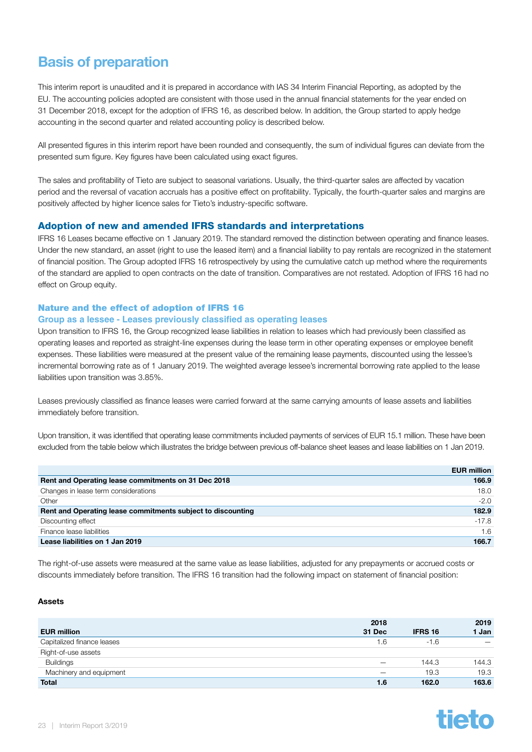# Basis of preparation

This interim report is unaudited and it is prepared in accordance with IAS 34 Interim Financial Reporting, as adopted by the EU. The accounting policies adopted are consistent with those used in the annual financial statements for the year ended on 31 December 2018, except for the adoption of IFRS 16, as described below. In addition, the Group started to apply hedge accounting in the second quarter and related accounting policy is described below.

All presented figures in this interim report have been rounded and consequently, the sum of individual figures can deviate from the presented sum figure. Key figures have been calculated using exact figures.

The sales and profitability of Tieto are subject to seasonal variations. Usually, the third-quarter sales are affected by vacation period and the reversal of vacation accruals has a positive effect on profitability. Typically, the fourth-quarter sales and margins are positively affected by higher licence sales for Tieto's industry-specific software.

## Adoption of new and amended IFRS standards and interpretations

IFRS 16 Leases became effective on 1 January 2019. The standard removed the distinction between operating and finance leases. Under the new standard, an asset (right to use the leased item) and a financial liability to pay rentals are recognized in the statement of financial position. The Group adopted IFRS 16 retrospectively by using the cumulative catch up method where the requirements of the standard are applied to open contracts on the date of transition. Comparatives are not restated. Adoption of IFRS 16 had no effect on Group equity.

### Nature and the effect of adoption of IFRS 16

#### Group as a lessee - Leases previously classified as operating leases

Upon transition to IFRS 16, the Group recognized lease liabilities in relation to leases which had previously been classified as operating leases and reported as straight-line expenses during the lease term in other operating expenses or employee benefit expenses. These liabilities were measured at the present value of the remaining lease payments, discounted using the lessee's incremental borrowing rate as of 1 January 2019. The weighted average lessee's incremental borrowing rate applied to the lease liabilities upon transition was 3.85%.

Leases previously classified as finance leases were carried forward at the same carrying amounts of lease assets and liabilities immediately before transition.

Upon transition, it was identified that operating lease commitments included payments of services of EUR 15.1 million. These have been excluded from the table below which illustrates the bridge between previous off-balance sheet leases and lease liabilities on 1 Jan 2019.

| | EUR million |
|---|---|
| **Rent and Operating lease commitments on 31 Dec 2018** | **166.9** |
| Changes in lease term considerations | 18.0 |
| Other | -2.0 |
| **Rent and Operating lease commitments subject to discounting** | **182.9** |
| Discounting effect | -17.8 |
| Finance lease liabilities | 1.6 |
| **Lease liabilities on 1 Jan 2019** | **166.7** |

The right-of-use assets were measured at the same value as lease liabilities, adjusted for any prepayments or accrued costs or discounts immediately before transition. The IFRS 16 transition had the following impact on statement of financial position:

**Assets**

| EUR million | 2018 31 Dec | IFRS 16 | 2019 1 Jan |
|---|---|---|---|
| Capitalized finance leases | 1.6 | -1.6 | – |
| Right-of-use assets | | | |
| Buildings | – | 144.3 | 144.3 |
| Machinery and equipment | – | 19.3 | 19.3 |
| **Total** | **1.6** | **162.0** | **163.6** |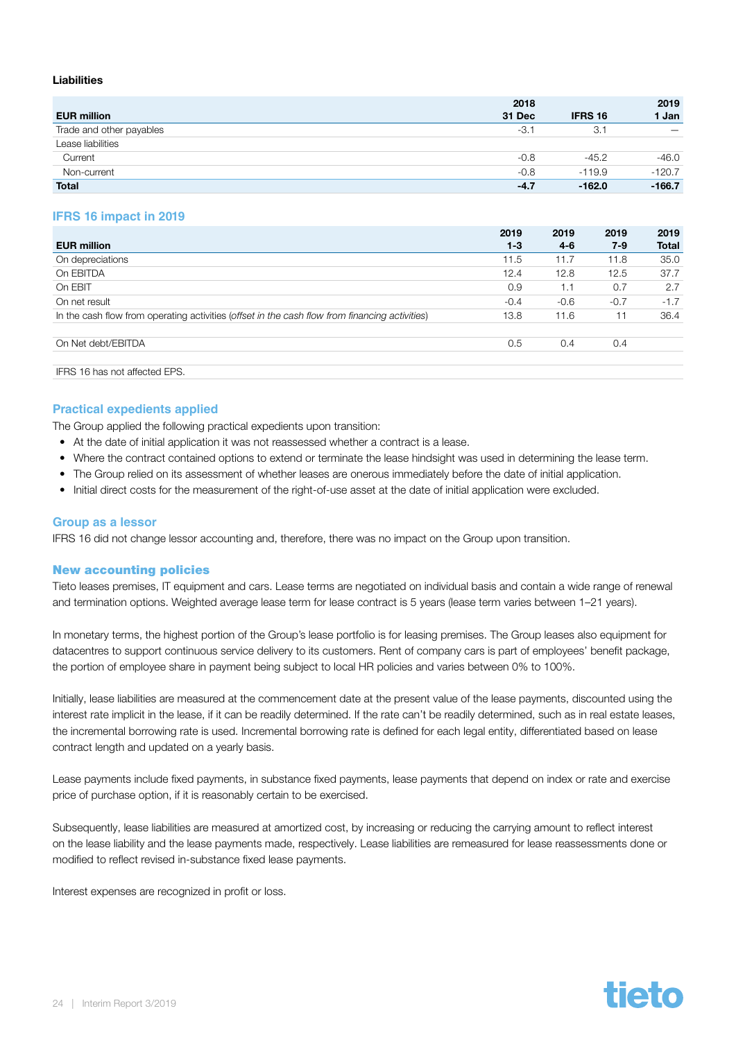**Liabilities**

| EUR million | 2018 31 Dec | IFRS 16 | 2019 1 Jan |
|---|---|---|---|
| Trade and other payables | -3.1 | 3.1 | – |
| Lease liabilities | | | |
| Current | -0.8 | -45.2 | -46.0 |
| Non-current | -0.8 | -119.9 | -120.7 |
| **Total** | **-4.7** | **-162.0** | **-166.7** |

## IFRS 16 impact in 2019

| EUR million | 2019 1-3 | 2019 4-6 | 2019 7-9 | 2019 Total |
|---|---|---|---|---|
| On depreciations | 11.5 | 11.7 | 11.8 | 35.0 |
| On EBITDA | 12.4 | 12.8 | 12.5 | 37.7 |
| On EBIT | 0.9 | 1.1 | 0.7 | 2.7 |
| On net result | -0.4 | -0.6 | -0.7 | -1.7 |
| In the cash flow from operating activities (*offset in the cash flow from financing activities*) | 13.8 | 11.6 | 11 | 36.4 |
| | | | | |
| On Net debt/EBITDA | 0.5 | 0.4 | 0.4 | |

IFRS 16 has not affected EPS.

## Practical expedients applied

The Group applied the following practical expedients upon transition:

- At the date of initial application it was not reassessed whether a contract is a lease.
- Where the contract contained options to extend or terminate the lease hindsight was used in determining the lease term.
- The Group relied on its assessment of whether leases are onerous immediately before the date of initial application.
- Initial direct costs for the measurement of the right-of-use asset at the date of initial application were excluded.

## Group as a lessor

IFRS 16 did not change lessor accounting and, therefore, there was no impact on the Group upon transition.

## New accounting policies

Tieto leases premises, IT equipment and cars. Lease terms are negotiated on individual basis and contain a wide range of renewal and termination options. Weighted average lease term for lease contract is 5 years (lease term varies between 1–21 years).

In monetary terms, the highest portion of the Group's lease portfolio is for leasing premises. The Group leases also equipment for datacentres to support continuous service delivery to its customers. Rent of company cars is part of employees' benefit package, the portion of employee share in payment being subject to local HR policies and varies between 0% to 100%.

Initially, lease liabilities are measured at the commencement date at the present value of the lease payments, discounted using the interest rate implicit in the lease, if it can be readily determined. If the rate can't be readily determined, such as in real estate leases, the incremental borrowing rate is used. Incremental borrowing rate is defined for each legal entity, differentiated based on lease contract length and updated on a yearly basis.

Lease payments include fixed payments, in substance fixed payments, lease payments that depend on index or rate and exercise price of purchase option, if it is reasonably certain to be exercised.

Subsequently, lease liabilities are measured at amortized cost, by increasing or reducing the carrying amount to reflect interest on the lease liability and the lease payments made, respectively. Lease liabilities are remeasured for lease reassessments done or modified to reflect revised in-substance fixed lease payments.

Interest expenses are recognized in profit or loss.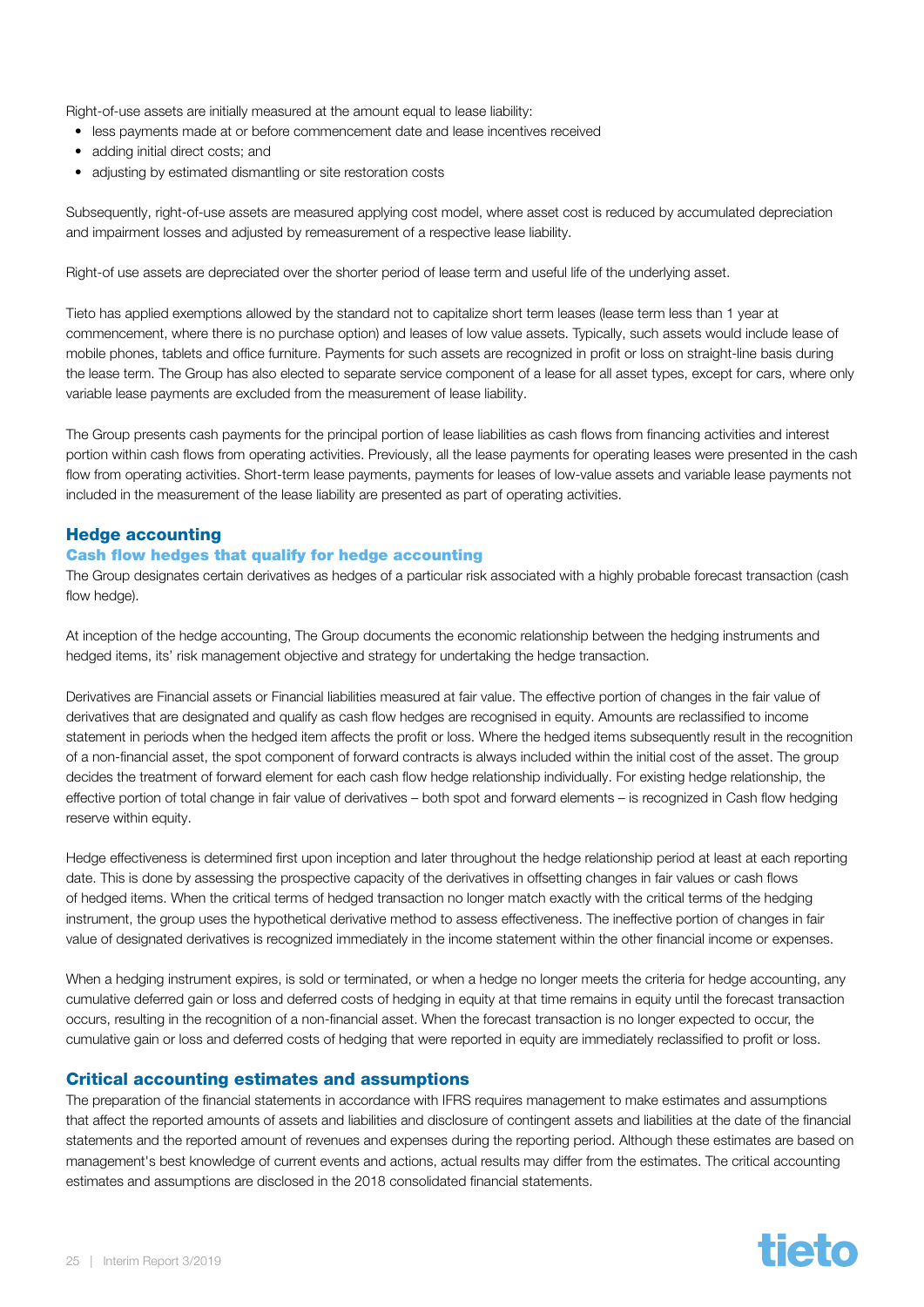Right-of-use assets are initially measured at the amount equal to lease liability:

- less payments made at or before commencement date and lease incentives received
- adding initial direct costs; and
- adjusting by estimated dismantling or site restoration costs

Subsequently, right-of-use assets are measured applying cost model, where asset cost is reduced by accumulated depreciation and impairment losses and adjusted by remeasurement of a respective lease liability.

Right-of use assets are depreciated over the shorter period of lease term and useful life of the underlying asset.

Tieto has applied exemptions allowed by the standard not to capitalize short term leases (lease term less than 1 year at commencement, where there is no purchase option) and leases of low value assets. Typically, such assets would include lease of mobile phones, tablets and office furniture. Payments for such assets are recognized in profit or loss on straight-line basis during the lease term. The Group has also elected to separate service component of a lease for all asset types, except for cars, where only variable lease payments are excluded from the measurement of lease liability.

The Group presents cash payments for the principal portion of lease liabilities as cash flows from financing activities and interest portion within cash flows from operating activities. Previously, all the lease payments for operating leases were presented in the cash flow from operating activities. Short-term lease payments, payments for leases of low-value assets and variable lease payments not included in the measurement of the lease liability are presented as part of operating activities.

## Hedge accounting

### Cash flow hedges that qualify for hedge accounting

The Group designates certain derivatives as hedges of a particular risk associated with a highly probable forecast transaction (cash flow hedge).

At inception of the hedge accounting, The Group documents the economic relationship between the hedging instruments and hedged items, its' risk management objective and strategy for undertaking the hedge transaction.

Derivatives are Financial assets or Financial liabilities measured at fair value. The effective portion of changes in the fair value of derivatives that are designated and qualify as cash flow hedges are recognised in equity. Amounts are reclassified to income statement in periods when the hedged item affects the profit or loss. Where the hedged items subsequently result in the recognition of a non-financial asset, the spot component of forward contracts is always included within the initial cost of the asset. The group decides the treatment of forward element for each cash flow hedge relationship individually. For existing hedge relationship, the effective portion of total change in fair value of derivatives – both spot and forward elements – is recognized in Cash flow hedging reserve within equity.

Hedge effectiveness is determined first upon inception and later throughout the hedge relationship period at least at each reporting date. This is done by assessing the prospective capacity of the derivatives in offsetting changes in fair values or cash flows of hedged items. When the critical terms of hedged transaction no longer match exactly with the critical terms of the hedging instrument, the group uses the hypothetical derivative method to assess effectiveness. The ineffective portion of changes in fair value of designated derivatives is recognized immediately in the income statement within the other financial income or expenses.

When a hedging instrument expires, is sold or terminated, or when a hedge no longer meets the criteria for hedge accounting, any cumulative deferred gain or loss and deferred costs of hedging in equity at that time remains in equity until the forecast transaction occurs, resulting in the recognition of a non-financial asset. When the forecast transaction is no longer expected to occur, the cumulative gain or loss and deferred costs of hedging that were reported in equity are immediately reclassified to profit or loss.

## Critical accounting estimates and assumptions

The preparation of the financial statements in accordance with IFRS requires management to make estimates and assumptions that affect the reported amounts of assets and liabilities and disclosure of contingent assets and liabilities at the date of the financial statements and the reported amount of revenues and expenses during the reporting period. Although these estimates are based on management's best knowledge of current events and actions, actual results may differ from the estimates. The critical accounting estimates and assumptions are disclosed in the 2018 consolidated financial statements.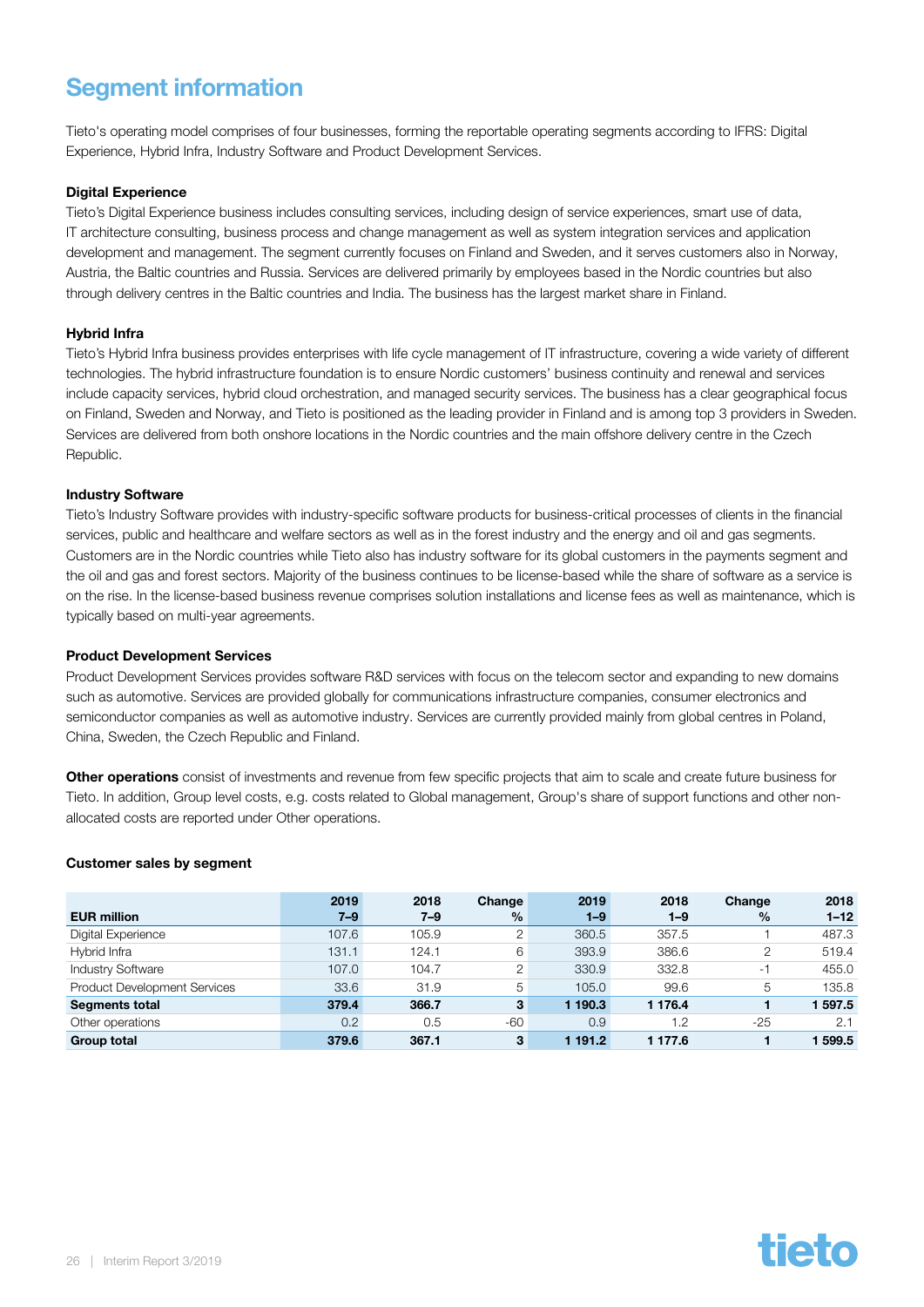# Segment information

Tieto's operating model comprises of four businesses, forming the reportable operating segments according to IFRS: Digital Experience, Hybrid Infra, Industry Software and Product Development Services.

**Digital Experience**

Tieto's Digital Experience business includes consulting services, including design of service experiences, smart use of data, IT architecture consulting, business process and change management as well as system integration services and application development and management. The segment currently focuses on Finland and Sweden, and it serves customers also in Norway, Austria, the Baltic countries and Russia. Services are delivered primarily by employees based in the Nordic countries but also through delivery centres in the Baltic countries and India. The business has the largest market share in Finland.

**Hybrid Infra**

Tieto's Hybrid Infra business provides enterprises with life cycle management of IT infrastructure, covering a wide variety of different technologies. The hybrid infrastructure foundation is to ensure Nordic customers' business continuity and renewal and services include capacity services, hybrid cloud orchestration, and managed security services. The business has a clear geographical focus on Finland, Sweden and Norway, and Tieto is positioned as the leading provider in Finland and is among top 3 providers in Sweden. Services are delivered from both onshore locations in the Nordic countries and the main offshore delivery centre in the Czech Republic.

**Industry Software**

Tieto's Industry Software provides with industry-specific software products for business-critical processes of clients in the financial services, public and healthcare and welfare sectors as well as in the forest industry and the energy and oil and gas segments. Customers are in the Nordic countries while Tieto also has industry software for its global customers in the payments segment and the oil and gas and forest sectors. Majority of the business continues to be license-based while the share of software as a service is on the rise. In the license-based business revenue comprises solution installations and license fees as well as maintenance, which is typically based on multi-year agreements.

**Product Development Services**

Product Development Services provides software R&D services with focus on the telecom sector and expanding to new domains such as automotive. Services are provided globally for communications infrastructure companies, consumer electronics and semiconductor companies as well as automotive industry. Services are currently provided mainly from global centres in Poland, China, Sweden, the Czech Republic and Finland.

**Other operations** consist of investments and revenue from few specific projects that aim to scale and create future business for Tieto. In addition, Group level costs, e.g. costs related to Global management, Group's share of support functions and other non-allocated costs are reported under Other operations.

**Customer sales by segment**

| EUR million | 2019 7–9 | 2018 7–9 | Change % | 2019 1–9 | 2018 1–9 | Change % | 2018 1–12 |
|---|---|---|---|---|---|---|---|
| Digital Experience | 107.6 | 105.9 | 2 | 360.5 | 357.5 | 1 | 487.3 |
| Hybrid Infra | 131.1 | 124.1 | 6 | 393.9 | 386.6 | 2 | 519.4 |
| Industry Software | 107.0 | 104.7 | 2 | 330.9 | 332.8 | -1 | 455.0 |
| Product Development Services | 33.6 | 31.9 | 5 | 105.0 | 99.6 | 5 | 135.8 |
| **Segments total** | **379.4** | **366.7** | **3** | **1 190.3** | **1 176.4** | **1** | **1 597.5** |
| Other operations | 0.2 | 0.5 | -60 | 0.9 | 1.2 | -25 | 2.1 |
| **Group total** | **379.6** | **367.1** | **3** | **1 191.2** | **1 177.6** | **1** | **1 599.5** |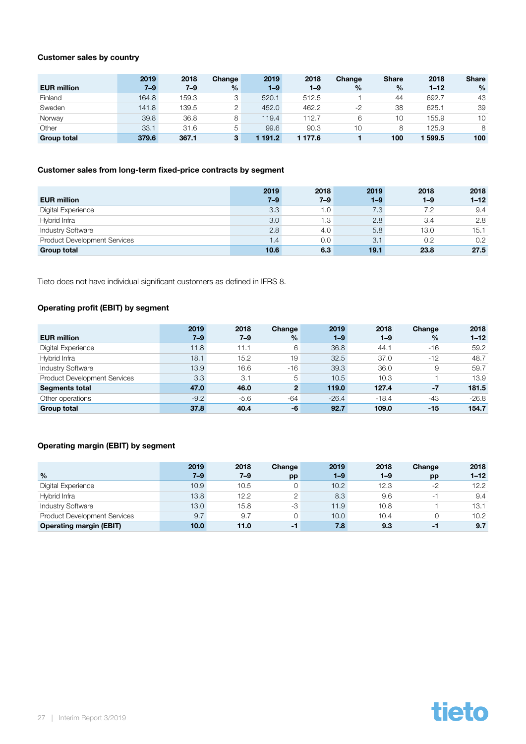### Customer sales by country

| EUR million | 2019 7–9 | 2018 7–9 | Change % | 2019 1–9 | 2018 1–9 | Change % | Share % | 2018 1–12 | Share % |
|---|---|---|---|---|---|---|---|---|---|
| Finland | 164.8 | 159.3 | 3 | 520.1 | 512.5 | 1 | 44 | 692.7 | 43 |
| Sweden | 141.8 | 139.5 | 2 | 452.0 | 462.2 | -2 | 38 | 625.1 | 39 |
| Norway | 39.8 | 36.8 | 8 | 119.4 | 112.7 | 6 | 10 | 155.9 | 10 |
| Other | 33.1 | 31.6 | 5 | 99.6 | 90.3 | 10 | 8 | 125.9 | 8 |
| **Group total** | **379.6** | **367.1** | **3** | **1 191.2** | **1 177.6** | **1** | **100** | **1 599.5** | **100** |

### Customer sales from long-term fixed-price contracts by segment

| EUR million | 2019 7–9 | 2018 7–9 | 2019 1–9 | 2018 1–9 | 2018 1–12 |
|---|---|---|---|---|---|
| Digital Experience | 3.3 | 1.0 | 7.3 | 7.2 | 9.4 |
| Hybrid Infra | 3.0 | 1.3 | 2.8 | 3.4 | 2.8 |
| Industry Software | 2.8 | 4.0 | 5.8 | 13.0 | 15.1 |
| Product Development Services | 1.4 | 0.0 | 3.1 | 0.2 | 0.2 |
| **Group total** | **10.6** | **6.3** | **19.1** | **23.8** | **27.5** |

Tieto does not have individual significant customers as defined in IFRS 8.

### Operating profit (EBIT) by segment

| EUR million | 2019 7–9 | 2018 7–9 | Change % | 2019 1–9 | 2018 1–9 | Change % | 2018 1–12 |
|---|---|---|---|---|---|---|---|
| Digital Experience | 11.8 | 11.1 | 6 | 36.8 | 44.1 | -16 | 59.2 |
| Hybrid Infra | 18.1 | 15.2 | 19 | 32.5 | 37.0 | -12 | 48.7 |
| Industry Software | 13.9 | 16.6 | -16 | 39.3 | 36.0 | 9 | 59.7 |
| Product Development Services | 3.3 | 3.1 | 5 | 10.5 | 10.3 | 1 | 13.9 |
| **Segments total** | **47.0** | **46.0** | **2** | **119.0** | **127.4** | **-7** | **181.5** |
| Other operations | -9.2 | -5.6 | -64 | -26.4 | -18.4 | -43 | -26.8 |
| **Group total** | **37.8** | **40.4** | **-6** | **92.7** | **109.0** | **-15** | **154.7** |

### Operating margin (EBIT) by segment

| % | 2019 7–9 | 2018 7–9 | Change pp | 2019 1–9 | 2018 1–9 | Change pp | 2018 1–12 |
|---|---|---|---|---|---|---|---|
| Digital Experience | 10.9 | 10.5 | 0 | 10.2 | 12.3 | -2 | 12.2 |
| Hybrid Infra | 13.8 | 12.2 | 2 | 8.3 | 9.6 | -1 | 9.4 |
| Industry Software | 13.0 | 15.8 | -3 | 11.9 | 10.8 | 1 | 13.1 |
| Product Development Services | 9.7 | 9.7 | 0 | 10.0 | 10.4 | 0 | 10.2 |
| **Operating margin (EBIT)** | **10.0** | **11.0** | **-1** | **7.8** | **9.3** | **-1** | **9.7** |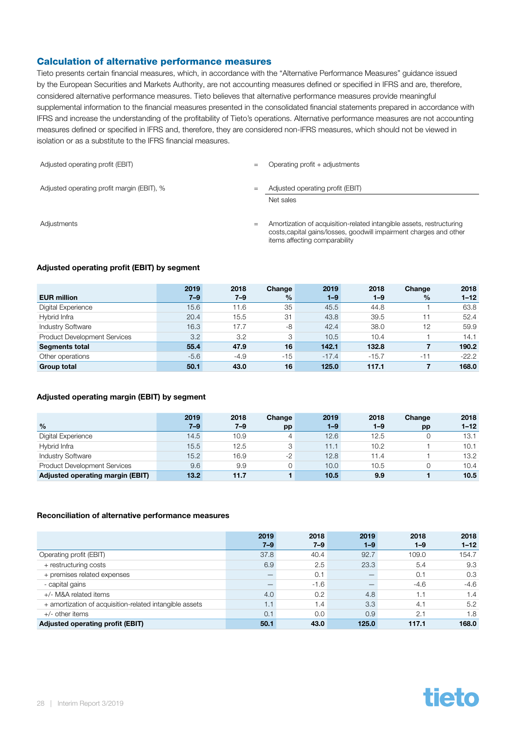## Calculation of alternative performance measures

Tieto presents certain financial measures, which, in accordance with the "Alternative Performance Measures" guidance issued by the European Securities and Markets Authority, are not accounting measures defined or specified in IFRS and are, therefore, considered alternative performance measures. Tieto believes that alternative performance measures provide meaningful supplemental information to the financial measures presented in the consolidated financial statements prepared in accordance with IFRS and increase the understanding of the profitability of Tieto's operations. Alternative performance measures are not accounting measures defined or specified in IFRS and, therefore, they are considered non-IFRS measures, which should not be viewed in isolation or as a substitute to the IFRS financial measures.

| | | |
|---|---|---|
| Adjusted operating profit (EBIT) | = | Operating profit + adjustments |
| Adjusted operating profit margin (EBIT), % | = | Adjusted operating profit (EBIT) / Net sales |
| Adjustments | = | Amortization of acquisition-related intangible assets, restructuring costs,capital gains/losses, goodwill impairment charges and other items affecting comparability |

### Adjusted operating profit (EBIT) by segment

| EUR million | 2019 7–9 | 2018 7–9 | Change % | 2019 1–9 | 2018 1–9 | Change % | 2018 1–12 |
|---|---|---|---|---|---|---|---|
| Digital Experience | 15.6 | 11.6 | 35 | 45.5 | 44.8 | 1 | 63.8 |
| Hybrid Infra | 20.4 | 15.5 | 31 | 43.8 | 39.5 | 11 | 52.4 |
| Industry Software | 16.3 | 17.7 | -8 | 42.4 | 38.0 | 12 | 59.9 |
| Product Development Services | 3.2 | 3.2 | 3 | 10.5 | 10.4 | 1 | 14.1 |
| **Segments total** | **55.4** | **47.9** | **16** | **142.1** | **132.8** | **7** | **190.2** |
| Other operations | -5.6 | -4.9 | -15 | -17.4 | -15.7 | -11 | -22.2 |
| **Group total** | **50.1** | **43.0** | **16** | **125.0** | **117.1** | **7** | **168.0** |

### Adjusted operating margin (EBIT) by segment

| % | 2019 7–9 | 2018 7–9 | Change pp | 2019 1–9 | 2018 1–9 | Change pp | 2018 1–12 |
|---|---|---|---|---|---|---|---|
| Digital Experience | 14.5 | 10.9 | 4 | 12.6 | 12.5 | 0 | 13.1 |
| Hybrid Infra | 15.5 | 12.5 | 3 | 11.1 | 10.2 | 1 | 10.1 |
| Industry Software | 15.2 | 16.9 | -2 | 12.8 | 11.4 | 1 | 13.2 |
| Product Development Services | 9.6 | 9.9 | 0 | 10.0 | 10.5 | 0 | 10.4 |
| **Adjusted operating margin (EBIT)** | **13.2** | **11.7** | **1** | **10.5** | **9.9** | **1** | **10.5** |

### Reconciliation of alternative performance measures

| | 2019 7–9 | 2018 7–9 | 2019 1–9 | 2018 1–9 | 2018 1–12 |
|---|---|---|---|---|---|
| Operating profit (EBIT) | 37.8 | 40.4 | 92.7 | 109.0 | 154.7 |
| + restructuring costs | 6.9 | 2.5 | 23.3 | 5.4 | 9.3 |
| + premises related expenses | – | 0.1 | – | 0.1 | 0.3 |
| - capital gains | – | -1.6 | – | -4.6 | -4.6 |
| +/- M&A related items | 4.0 | 0.2 | 4.8 | 1.1 | 1.4 |
| + amortization of acquisition-related intangible assets | 1.1 | 1.4 | 3.3 | 4.1 | 5.2 |
| +/- other items | 0.1 | 0.0 | 0.9 | 2.1 | 1.8 |
| **Adjusted operating profit (EBIT)** | **50.1** | **43.0** | **125.0** | **117.1** | **168.0** |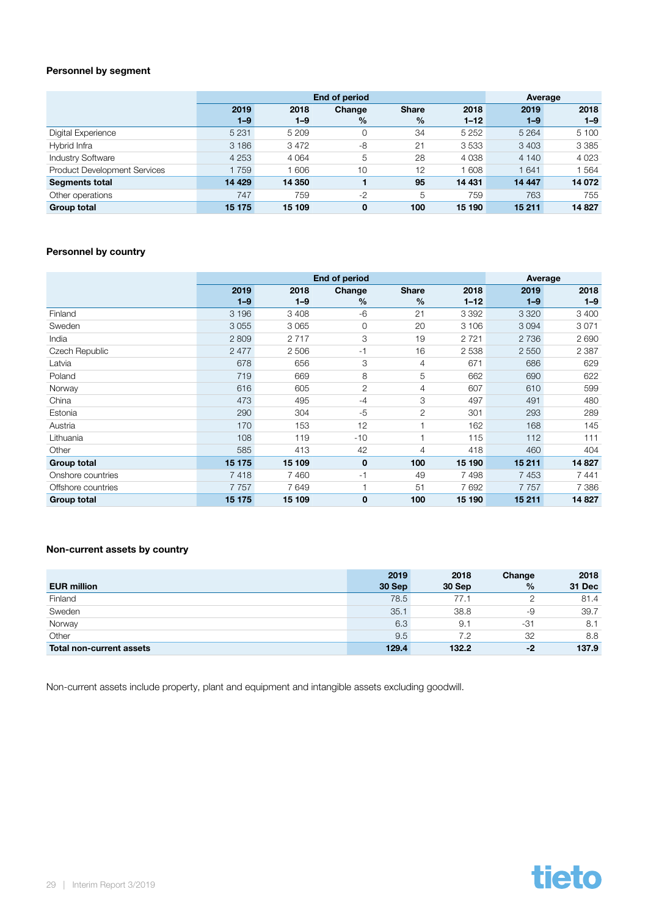#### Personnel by segment

| | End of period | | | | | Average | |
|---|---|---|---|---|---|---|---|
| | 2019 1–9 | 2018 1–9 | Change % | Share % | 2018 1–12 | 2019 1–9 | 2018 1–9 |
| Digital Experience | 5 231 | 5 209 | 0 | 34 | 5 252 | 5 264 | 5 100 |
| Hybrid Infra | 3 186 | 3 472 | -8 | 21 | 3 533 | 3 403 | 3 385 |
| Industry Software | 4 253 | 4 064 | 5 | 28 | 4 038 | 4 140 | 4 023 |
| Product Development Services | 1 759 | 1 606 | 10 | 12 | 1 608 | 1 641 | 1 564 |
| **Segments total** | **14 429** | **14 350** | **1** | **95** | **14 431** | **14 447** | **14 072** |
| Other operations | 747 | 759 | -2 | 5 | 759 | 763 | 755 |
| **Group total** | **15 175** | **15 109** | **0** | **100** | **15 190** | **15 211** | **14 827** |

#### Personnel by country

| | End of period | | | | | Average | |
|---|---|---|---|---|---|---|---|
| | 2019 1–9 | 2018 1–9 | Change % | Share % | 2018 1–12 | 2019 1–9 | 2018 1–9 |
| Finland | 3 196 | 3 408 | -6 | 21 | 3 392 | 3 320 | 3 400 |
| Sweden | 3 055 | 3 065 | 0 | 20 | 3 106 | 3 094 | 3 071 |
| India | 2 809 | 2 717 | 3 | 19 | 2 721 | 2 736 | 2 690 |
| Czech Republic | 2 477 | 2 506 | -1 | 16 | 2 538 | 2 550 | 2 387 |
| Latvia | 678 | 656 | 3 | 4 | 671 | 686 | 629 |
| Poland | 719 | 669 | 8 | 5 | 662 | 690 | 622 |
| Norway | 616 | 605 | 2 | 4 | 607 | 610 | 599 |
| China | 473 | 495 | -4 | 3 | 497 | 491 | 480 |
| Estonia | 290 | 304 | -5 | 2 | 301 | 293 | 289 |
| Austria | 170 | 153 | 12 | 1 | 162 | 168 | 145 |
| Lithuania | 108 | 119 | -10 | 1 | 115 | 112 | 111 |
| Other | 585 | 413 | 42 | 4 | 418 | 460 | 404 |
| **Group total** | **15 175** | **15 109** | **0** | **100** | **15 190** | **15 211** | **14 827** |
| Onshore countries | 7 418 | 7 460 | -1 | 49 | 7 498 | 7 453 | 7 441 |
| Offshore countries | 7 757 | 7 649 | 1 | 51 | 7 692 | 7 757 | 7 386 |
| **Group total** | **15 175** | **15 109** | **0** | **100** | **15 190** | **15 211** | **14 827** |

#### Non-current assets by country

| EUR million | 2019 30 Sep | 2018 30 Sep | Change % | 2018 31 Dec |
|---|---|---|---|---|
| Finland | 78.5 | 77.1 | 2 | 81.4 |
| Sweden | 35.1 | 38.8 | -9 | 39.7 |
| Norway | 6.3 | 9.1 | -31 | 8.1 |
| Other | 9.5 | 7.2 | 32 | 8.8 |
| **Total non-current assets** | **129.4** | **132.2** | **-2** | **137.9** |

Non-current assets include property, plant and equipment and intangible assets excluding goodwill.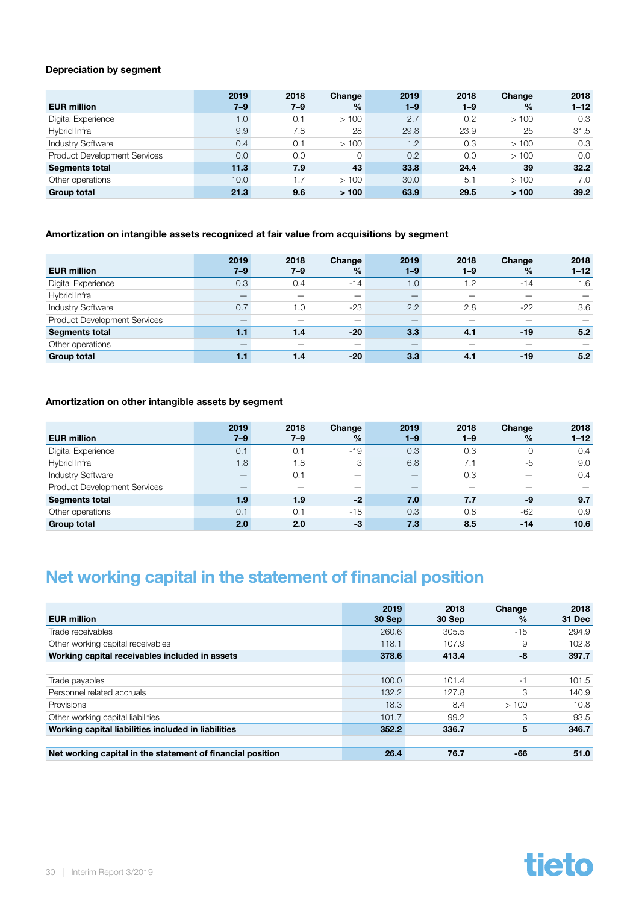### Depreciation by segment

| EUR million | 2019 7–9 | 2018 7–9 | Change % | 2019 1–9 | 2018 1–9 | Change % | 2018 1–12 |
|---|---|---|---|---|---|---|---|
| Digital Experience | 1.0 | 0.1 | > 100 | 2.7 | 0.2 | > 100 | 0.3 |
| Hybrid Infra | 9.9 | 7.8 | 28 | 29.8 | 23.9 | 25 | 31.5 |
| Industry Software | 0.4 | 0.1 | > 100 | 1.2 | 0.3 | > 100 | 0.3 |
| Product Development Services | 0.0 | 0.0 | 0 | 0.2 | 0.0 | > 100 | 0.0 |
| **Segments total** | **11.3** | **7.9** | **43** | **33.8** | **24.4** | **39** | **32.2** |
| Other operations | 10.0 | 1.7 | > 100 | 30.0 | 5.1 | > 100 | 7.0 |
| **Group total** | **21.3** | **9.6** | **> 100** | **63.9** | **29.5** | **> 100** | **39.2** |

### Amortization on intangible assets recognized at fair value from acquisitions by segment

| EUR million | 2019 7–9 | 2018 7–9 | Change % | 2019 1–9 | 2018 1–9 | Change % | 2018 1–12 |
|---|---|---|---|---|---|---|---|
| Digital Experience | 0.3 | 0.4 | -14 | 1.0 | 1.2 | -14 | 1.6 |
| Hybrid Infra | – | – | – | – | – | – | – |
| Industry Software | 0.7 | 1.0 | -23 | 2.2 | 2.8 | -22 | 3.6 |
| Product Development Services | – | – | – | – | – | – | – |
| **Segments total** | **1.1** | **1.4** | **-20** | **3.3** | **4.1** | **-19** | **5.2** |
| Other operations | – | – | – | – | – | – | – |
| **Group total** | **1.1** | **1.4** | **-20** | **3.3** | **4.1** | **-19** | **5.2** |

### Amortization on other intangible assets by segment

| EUR million | 2019 7–9 | 2018 7–9 | Change % | 2019 1–9 | 2018 1–9 | Change % | 2018 1–12 |
|---|---|---|---|---|---|---|---|
| Digital Experience | 0.1 | 0.1 | -19 | 0.3 | 0.3 | 0 | 0.4 |
| Hybrid Infra | 1.8 | 1.8 | 3 | 6.8 | 7.1 | -5 | 9.0 |
| Industry Software | – | 0.1 | – | – | 0.3 | – | 0.4 |
| Product Development Services | – | – | – | – | – | – | – |
| **Segments total** | **1.9** | **1.9** | **-2** | **7.0** | **7.7** | **-9** | **9.7** |
| Other operations | 0.1 | 0.1 | -18 | 0.3 | 0.8 | -62 | 0.9 |
| **Group total** | **2.0** | **2.0** | **-3** | **7.3** | **8.5** | **-14** | **10.6** |

## Net working capital in the statement of financial position

| EUR million | 2019 30 Sep | 2018 30 Sep | Change % | 2018 31 Dec |
|---|---|---|---|---|
| Trade receivables | 260.6 | 305.5 | -15 | 294.9 |
| Other working capital receivables | 118.1 | 107.9 | 9 | 102.8 |
| **Working capital receivables included in assets** | **378.6** | **413.4** | **-8** | **397.7** |
| | | | | |
| Trade payables | 100.0 | 101.4 | -1 | 101.5 |
| Personnel related accruals | 132.2 | 127.8 | 3 | 140.9 |
| Provisions | 18.3 | 8.4 | > 100 | 10.8 |
| Other working capital liabilities | 101.7 | 99.2 | 3 | 93.5 |
| **Working capital liabilities included in liabilities** | **352.2** | **336.7** | **5** | **346.7** |
| | | | | |
| **Net working capital in the statement of financial position** | **26.4** | **76.7** | **-66** | **51.0** |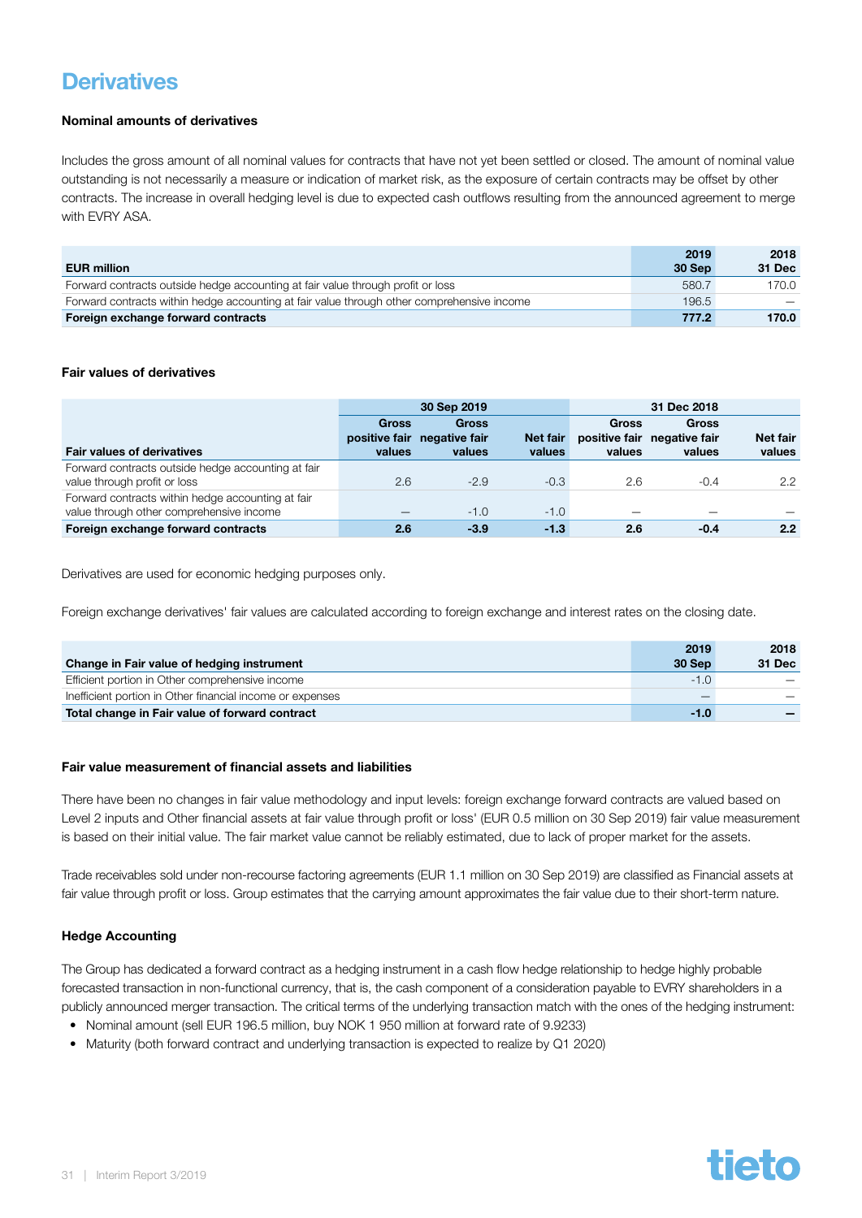# Derivatives

### Nominal amounts of derivatives

Includes the gross amount of all nominal values for contracts that have not yet been settled or closed. The amount of nominal value outstanding is not necessarily a measure or indication of market risk, as the exposure of certain contracts may be offset by other contracts. The increase in overall hedging level is due to expected cash outflows resulting from the announced agreement to merge with EVRY ASA.

| EUR million | 2019 30 Sep | 2018 31 Dec |
|---|---|---|
| Forward contracts outside hedge accounting at fair value through profit or loss | 580.7 | 170.0 |
| Forward contracts within hedge accounting at fair value through other comprehensive income | 196.5 | – |
| **Foreign exchange forward contracts** | **777.2** | **170.0** |

### Fair values of derivatives

| | 30 Sep 2019 | | | 31 Dec 2018 | | |
|---|---|---|---|---|---|---|
| **Fair values of derivatives** | Gross positive fair values | Gross negative fair values | Net fair values | Gross positive fair values | Gross negative fair values | Net fair values |
| Forward contracts outside hedge accounting at fair value through profit or loss | 2.6 | -2.9 | -0.3 | 2.6 | -0.4 | 2.2 |
| Forward contracts within hedge accounting at fair value through other comprehensive income | – | -1.0 | -1.0 | – | – | – |
| **Foreign exchange forward contracts** | **2.6** | **-3.9** | **-1.3** | **2.6** | **-0.4** | **2.2** |

Derivatives are used for economic hedging purposes only.

Foreign exchange derivatives' fair values are calculated according to foreign exchange and interest rates on the closing date.

| Change in Fair value of hedging instrument | 2019 30 Sep | 2018 31 Dec |
|---|---|---|
| Efficient portion in Other comprehensive income | -1.0 | – |
| Inefficient portion in Other financial income or expenses | – | – |
| **Total change in Fair value of forward contract** | **-1.0** | **–** |

### Fair value measurement of financial assets and liabilities

There have been no changes in fair value methodology and input levels: foreign exchange forward contracts are valued based on Level 2 inputs and Other financial assets at fair value through profit or loss' (EUR 0.5 million on 30 Sep 2019) fair value measurement is based on their initial value. The fair market value cannot be reliably estimated, due to lack of proper market for the assets.

Trade receivables sold under non-recourse factoring agreements (EUR 1.1 million on 30 Sep 2019) are classified as Financial assets at fair value through profit or loss. Group estimates that the carrying amount approximates the fair value due to their short-term nature.

### Hedge Accounting

The Group has dedicated a forward contract as a hedging instrument in a cash flow hedge relationship to hedge highly probable forecasted transaction in non-functional currency, that is, the cash component of a consideration payable to EVRY shareholders in a publicly announced merger transaction. The critical terms of the underlying transaction match with the ones of the hedging instrument:

- Nominal amount (sell EUR 196.5 million, buy NOK 1 950 million at forward rate of 9.9233)
- Maturity (both forward contract and underlying transaction is expected to realize by Q1 2020)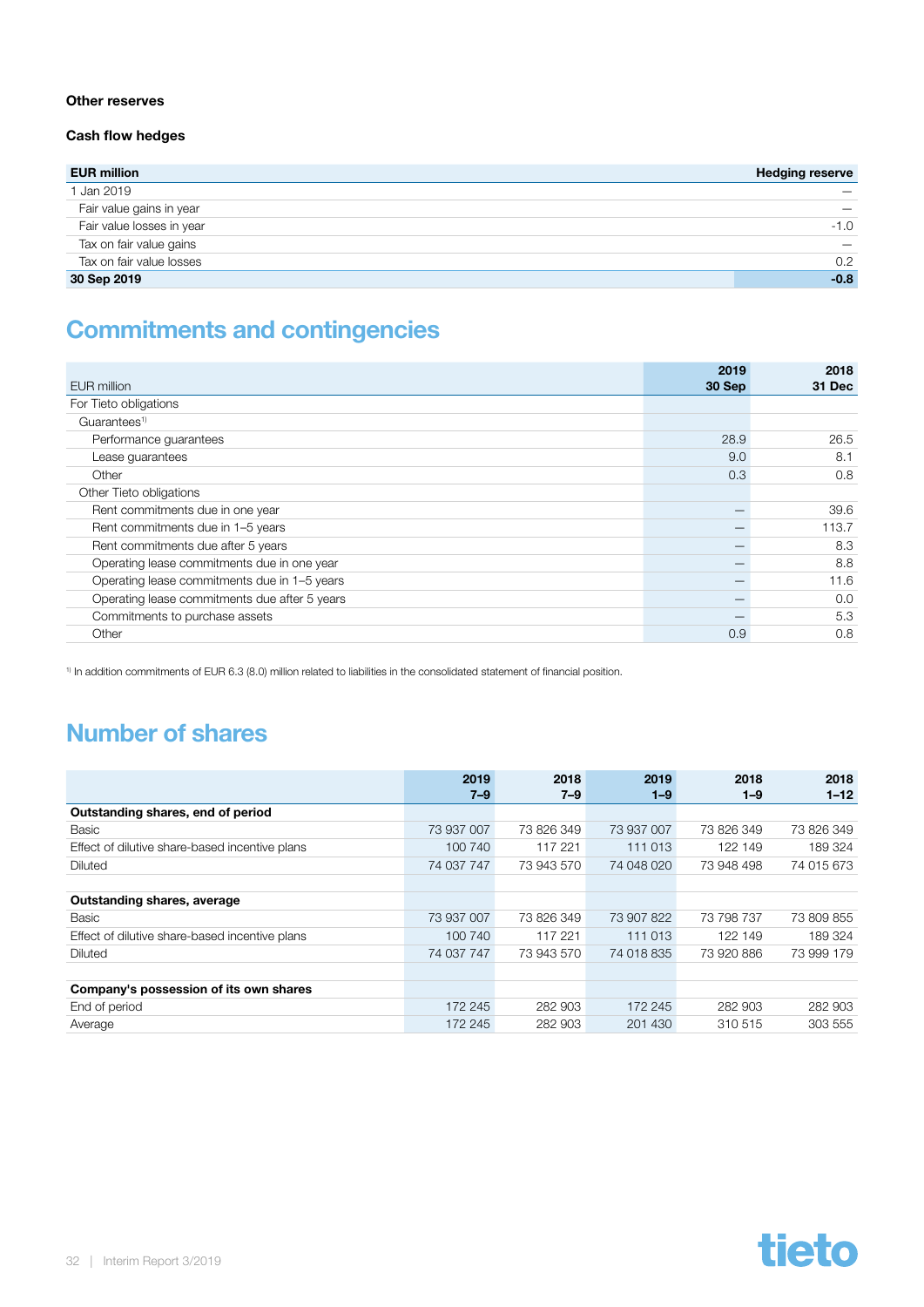### Other reserves

### Cash flow hedges

| EUR million | Hedging reserve |
|---|---|
| 1 Jan 2019 | – |
| Fair value gains in year | – |
| Fair value losses in year | -1.0 |
| Tax on fair value gains | – |
| Tax on fair value losses | 0.2 |
| **30 Sep 2019** | **-0.8** |

## Commitments and contingencies

| EUR million | 2019 30 Sep | 2018 31 Dec |
|---|---|---|
| For Tieto obligations | | |
| Guarantees[1] | | |
| Performance guarantees | 28.9 | 26.5 |
| Lease guarantees | 9.0 | 8.1 |
| Other | 0.3 | 0.8 |
| Other Tieto obligations | | |
| Rent commitments due in one year | – | 39.6 |
| Rent commitments due in 1–5 years | – | 113.7 |
| Rent commitments due after 5 years | – | 8.3 |
| Operating lease commitments due in one year | – | 8.8 |
| Operating lease commitments due in 1–5 years | – | 11.6 |
| Operating lease commitments due after 5 years | – | 0.0 |
| Commitments to purchase assets | – | 5.3 |
| Other | 0.9 | 0.8 |

[1] In addition commitments of EUR 6.3 (8.0) million related to liabilities in the consolidated statement of financial position.

## Number of shares

| | 2019 7–9 | 2018 7–9 | 2019 1–9 | 2018 1–9 | 2018 1–12 |
|---|---|---|---|---|---|
| **Outstanding shares, end of period** | | | | | |
| Basic | 73 937 007 | 73 826 349 | 73 937 007 | 73 826 349 | 73 826 349 |
| Effect of dilutive share-based incentive plans | 100 740 | 117 221 | 111 013 | 122 149 | 189 324 |
| Diluted | 74 037 747 | 73 943 570 | 74 048 020 | 73 948 498 | 74 015 673 |
| | | | | | |
| **Outstanding shares, average** | | | | | |
| Basic | 73 937 007 | 73 826 349 | 73 907 822 | 73 798 737 | 73 809 855 |
| Effect of dilutive share-based incentive plans | 100 740 | 117 221 | 111 013 | 122 149 | 189 324 |
| Diluted | 74 037 747 | 73 943 570 | 74 018 835 | 73 920 886 | 73 999 179 |
| | | | | | |
| **Company's possession of its own shares** | | | | | |
| End of period | 172 245 | 282 903 | 172 245 | 282 903 | 282 903 |
| Average | 172 245 | 282 903 | 201 430 | 310 515 | 303 555 |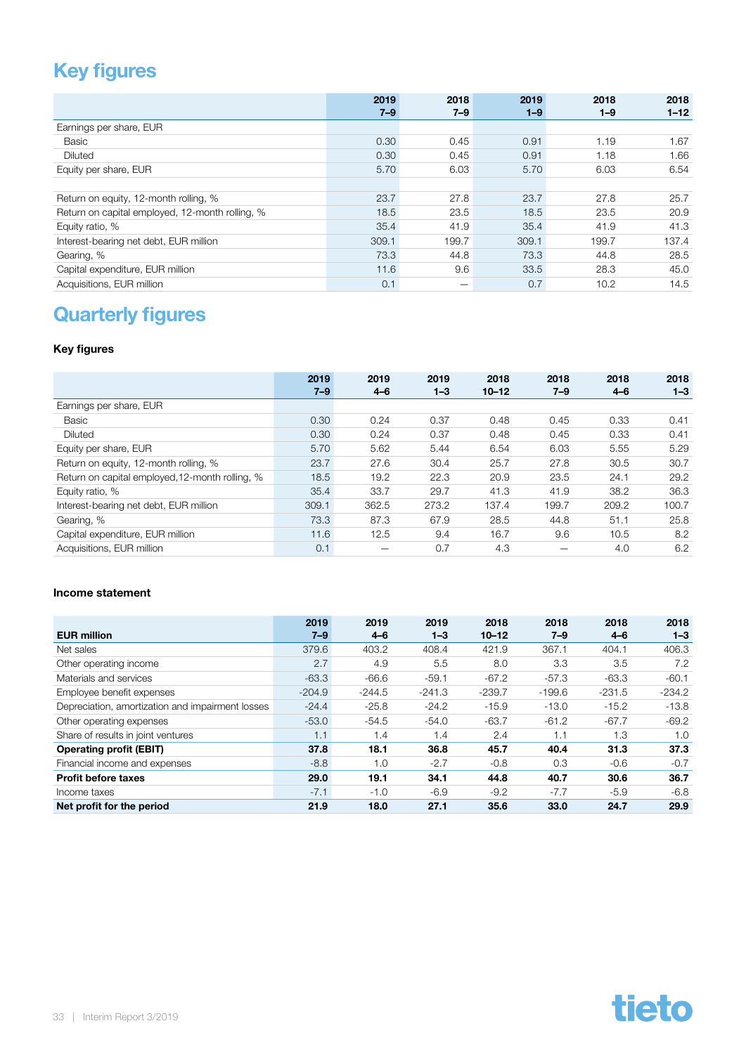# Key figures

| | 2019 7–9 | 2018 7–9 | 2019 1–9 | 2018 1–9 | 2018 1–12 |
|---|---|---|---|---|---|
| Earnings per share, EUR | | | | | |
| Basic | 0.30 | 0.45 | 0.91 | 1.19 | 1.67 |
| Diluted | 0.30 | 0.45 | 0.91 | 1.18 | 1.66 |
| Equity per share, EUR | 5.70 | 6.03 | 5.70 | 6.03 | 6.54 |
| | | | | | |
| Return on equity, 12-month rolling, % | 23.7 | 27.8 | 23.7 | 27.8 | 25.7 |
| Return on capital employed, 12-month rolling, % | 18.5 | 23.5 | 18.5 | 23.5 | 20.9 |
| Equity ratio, % | 35.4 | 41.9 | 35.4 | 41.9 | 41.3 |
| Interest-bearing net debt, EUR million | 309.1 | 199.7 | 309.1 | 199.7 | 137.4 |
| Gearing, % | 73.3 | 44.8 | 73.3 | 44.8 | 28.5 |
| Capital expenditure, EUR million | 11.6 | 9.6 | 33.5 | 28.3 | 45.0 |
| Acquisitions, EUR million | 0.1 | – | 0.7 | 10.2 | 14.5 |

# Quarterly figures

### Key figures

| | 2019 7–9 | 2019 4–6 | 2019 1–3 | 2018 10–12 | 2018 7–9 | 2018 4–6 | 2018 1–3 |
|---|---|---|---|---|---|---|---|
| Earnings per share, EUR | | | | | | | |
| Basic | 0.30 | 0.24 | 0.37 | 0.48 | 0.45 | 0.33 | 0.41 |
| Diluted | 0.30 | 0.24 | 0.37 | 0.48 | 0.45 | 0.33 | 0.41 |
| Equity per share, EUR | 5.70 | 5.62 | 5.44 | 6.54 | 6.03 | 5.55 | 5.29 |
| Return on equity, 12-month rolling, % | 23.7 | 27.6 | 30.4 | 25.7 | 27.8 | 30.5 | 30.7 |
| Return on capital employed,12-month rolling, % | 18.5 | 19.2 | 22.3 | 20.9 | 23.5 | 24.1 | 29.2 |
| Equity ratio, % | 35.4 | 33.7 | 29.7 | 41.3 | 41.9 | 38.2 | 36.3 |
| Interest-bearing net debt, EUR million | 309.1 | 362.5 | 273.2 | 137.4 | 199.7 | 209.2 | 100.7 |
| Gearing, % | 73.3 | 87.3 | 67.9 | 28.5 | 44.8 | 51.1 | 25.8 |
| Capital expenditure, EUR million | 11.6 | 12.5 | 9.4 | 16.7 | 9.6 | 10.5 | 8.2 |
| Acquisitions, EUR million | 0.1 | – | 0.7 | 4.3 | – | 4.0 | 6.2 |

### Income statement

| EUR million | 2019 7–9 | 2019 4–6 | 2019 1–3 | 2018 10–12 | 2018 7–9 | 2018 4–6 | 2018 1–3 |
|---|---|---|---|---|---|---|---|
| Net sales | 379.6 | 403.2 | 408.4 | 421.9 | 367.1 | 404.1 | 406.3 |
| Other operating income | 2.7 | 4.9 | 5.5 | 8.0 | 3.3 | 3.5 | 7.2 |
| Materials and services | -63.3 | -66.6 | -59.1 | -67.2 | -57.3 | -63.3 | -60.1 |
| Employee benefit expenses | -204.9 | -244.5 | -241.3 | -239.7 | -199.6 | -231.5 | -234.2 |
| Depreciation, amortization and impairment losses | -24.4 | -25.8 | -24.2 | -15.9 | -13.0 | -15.2 | -13.8 |
| Other operating expenses | -53.0 | -54.5 | -54.0 | -63.7 | -61.2 | -67.7 | -69.2 |
| Share of results in joint ventures | 1.1 | 1.4 | 1.4 | 2.4 | 1.1 | 1.3 | 1.0 |
| **Operating profit (EBIT)** | **37.8** | **18.1** | **36.8** | **45.7** | **40.4** | **31.3** | **37.3** |
| Financial income and expenses | -8.8 | 1.0 | -2.7 | -0.8 | 0.3 | -0.6 | -0.7 |
| **Profit before taxes** | **29.0** | **19.1** | **34.1** | **44.8** | **40.7** | **30.6** | **36.7** |
| Income taxes | -7.1 | -1.0 | -6.9 | -9.2 | -7.7 | -5.9 | -6.8 |
| **Net profit for the period** | **21.9** | **18.0** | **27.1** | **35.6** | **33.0** | **24.7** | **29.9** |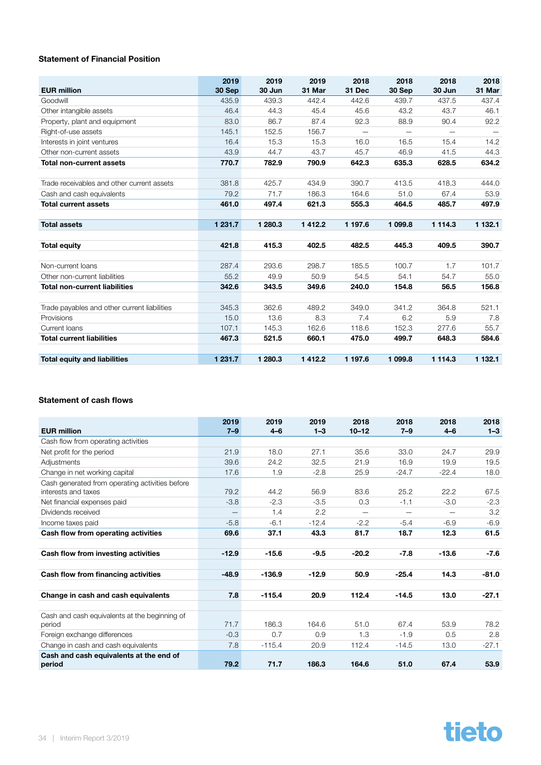### Statement of Financial Position

| EUR million | 2019 30 Sep | 2019 30 Jun | 2019 31 Mar | 2018 31 Dec | 2018 30 Sep | 2018 30 Jun | 2018 31 Mar |
|---|---|---|---|---|---|---|---|
| Goodwill | 435.9 | 439.3 | 442.4 | 442.6 | 439.7 | 437.5 | 437.4 |
| Other intangible assets | 46.4 | 44.3 | 45.4 | 45.6 | 43.2 | 43.7 | 46.1 |
| Property, plant and equipment | 83.0 | 86.7 | 87.4 | 92.3 | 88.9 | 90.4 | 92.2 |
| Right-of-use assets | 145.1 | 152.5 | 156.7 | – | – | – | – |
| Interests in joint ventures | 16.4 | 15.3 | 15.3 | 16.0 | 16.5 | 15.4 | 14.2 |
| Other non-current assets | 43.9 | 44.7 | 43.7 | 45.7 | 46.9 | 41.5 | 44.3 |
| **Total non-current assets** | **770.7** | **782.9** | **790.9** | **642.3** | **635.3** | **628.5** | **634.2** |
| | | | | | | | |
| Trade receivables and other current assets | 381.8 | 425.7 | 434.9 | 390.7 | 413.5 | 418.3 | 444.0 |
| Cash and cash equivalents | 79.2 | 71.7 | 186.3 | 164.6 | 51.0 | 67.4 | 53.9 |
| **Total current assets** | **461.0** | **497.4** | **621.3** | **555.3** | **464.5** | **485.7** | **497.9** |
| | | | | | | | |
| **Total assets** | **1 231.7** | **1 280.3** | **1 412.2** | **1 197.6** | **1 099.8** | **1 114.3** | **1 132.1** |
| | | | | | | | |
| **Total equity** | **421.8** | **415.3** | **402.5** | **482.5** | **445.3** | **409.5** | **390.7** |
| | | | | | | | |
| Non-current loans | 287.4 | 293.6 | 298.7 | 185.5 | 100.7 | 1.7 | 101.7 |
| Other non-current liabilities | 55.2 | 49.9 | 50.9 | 54.5 | 54.1 | 54.7 | 55.0 |
| **Total non-current liabilities** | **342.6** | **343.5** | **349.6** | **240.0** | **154.8** | **56.5** | **156.8** |
| | | | | | | | |
| Trade payables and other current liabilities | 345.3 | 362.6 | 489.2 | 349.0 | 341.2 | 364.8 | 521.1 |
| Provisions | 15.0 | 13.6 | 8.3 | 7.4 | 6.2 | 5.9 | 7.8 |
| Current loans | 107.1 | 145.3 | 162.6 | 118.6 | 152.3 | 277.6 | 55.7 |
| **Total current liabilities** | **467.3** | **521.5** | **660.1** | **475.0** | **499.7** | **648.3** | **584.6** |
| | | | | | | | |
| **Total equity and liabilities** | **1 231.7** | **1 280.3** | **1 412.2** | **1 197.6** | **1 099.8** | **1 114.3** | **1 132.1** |

### Statement of cash flows

| EUR million | 2019 7–9 | 2019 4–6 | 2019 1–3 | 2018 10–12 | 2018 7–9 | 2018 4–6 | 2018 1–3 |
|---|---|---|---|---|---|---|---|
| Cash flow from operating activities | | | | | | | |
| Net profit for the period | 21.9 | 18.0 | 27.1 | 35.6 | 33.0 | 24.7 | 29.9 |
| Adjustments | 39.6 | 24.2 | 32.5 | 21.9 | 16.9 | 19.9 | 19.5 |
| Change in net working capital | 17.6 | 1.9 | -2.8 | 25.9 | -24.7 | -22.4 | 18.0 |
| Cash generated from operating activities before interests and taxes | 79.2 | 44.2 | 56.9 | 83.6 | 25.2 | 22.2 | 67.5 |
| Net financial expenses paid | -3.8 | -2.3 | -3.5 | 0.3 | -1.1 | -3.0 | -2.3 |
| Dividends received | – | 1.4 | 2.2 | – | – | – | 3.2 |
| Income taxes paid | -5.8 | -6.1 | -12.4 | -2.2 | -5.4 | -6.9 | -6.9 |
| **Cash flow from operating activities** | **69.6** | **37.1** | **43.3** | **81.7** | **18.7** | **12.3** | **61.5** |
| | | | | | | | |
| **Cash flow from investing activities** | **-12.9** | **-15.6** | **-9.5** | **-20.2** | **-7.8** | **-13.6** | **-7.6** |
| | | | | | | | |
| **Cash flow from financing activities** | **-48.9** | **-136.9** | **-12.9** | **50.9** | **-25.4** | **14.3** | **-81.0** |
| | | | | | | | |
| **Change in cash and cash equivalents** | **7.8** | **-115.4** | **20.9** | **112.4** | **-14.5** | **13.0** | **-27.1** |
| | | | | | | | |
| Cash and cash equivalents at the beginning of period | 71.7 | 186.3 | 164.6 | 51.0 | 67.4 | 53.9 | 78.2 |
| Foreign exchange differences | -0.3 | 0.7 | 0.9 | 1.3 | -1.9 | 0.5 | 2.8 |
| Change in cash and cash equivalents | 7.8 | -115.4 | 20.9 | 112.4 | -14.5 | 13.0 | -27.1 |
| **Cash and cash equivalents at the end of period** | **79.2** | **71.7** | **186.3** | **164.6** | **51.0** | **67.4** | **53.9** |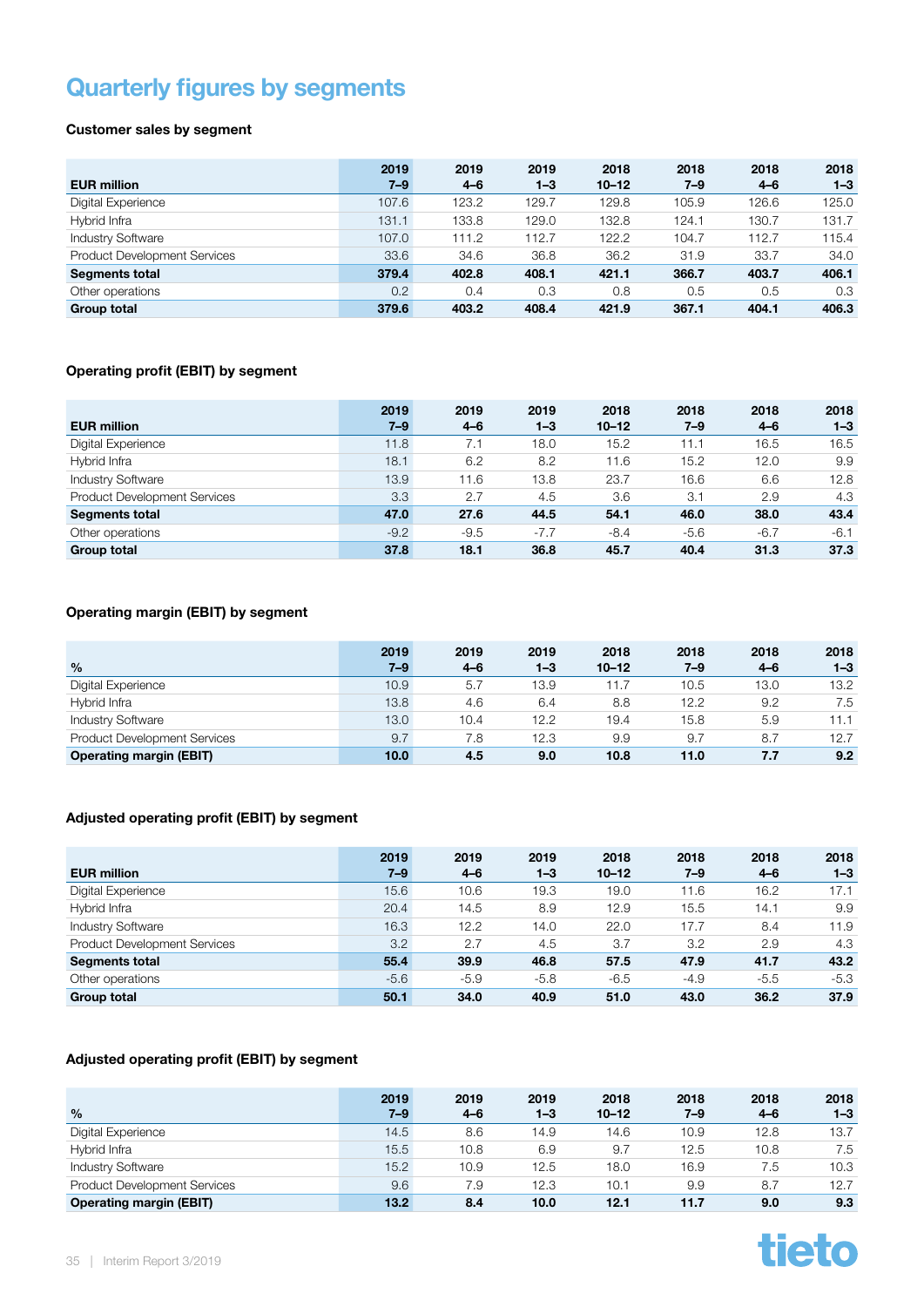# Quarterly figures by segments

### Customer sales by segment

| EUR million | 2019 7–9 | 2019 4–6 | 2019 1–3 | 2018 10–12 | 2018 7–9 | 2018 4–6 | 2018 1–3 |
|---|---|---|---|---|---|---|---|
| Digital Experience | 107.6 | 123.2 | 129.7 | 129.8 | 105.9 | 126.6 | 125.0 |
| Hybrid Infra | 131.1 | 133.8 | 129.0 | 132.8 | 124.1 | 130.7 | 131.7 |
| Industry Software | 107.0 | 111.2 | 112.7 | 122.2 | 104.7 | 112.7 | 115.4 |
| Product Development Services | 33.6 | 34.6 | 36.8 | 36.2 | 31.9 | 33.7 | 34.0 |
| **Segments total** | **379.4** | **402.8** | **408.1** | **421.1** | **366.7** | **403.7** | **406.1** |
| Other operations | 0.2 | 0.4 | 0.3 | 0.8 | 0.5 | 0.5 | 0.3 |
| **Group total** | **379.6** | **403.2** | **408.4** | **421.9** | **367.1** | **404.1** | **406.3** |

### Operating profit (EBIT) by segment

| EUR million | 2019 7–9 | 2019 4–6 | 2019 1–3 | 2018 10–12 | 2018 7–9 | 2018 4–6 | 2018 1–3 |
|---|---|---|---|---|---|---|---|
| Digital Experience | 11.8 | 7.1 | 18.0 | 15.2 | 11.1 | 16.5 | 16.5 |
| Hybrid Infra | 18.1 | 6.2 | 8.2 | 11.6 | 15.2 | 12.0 | 9.9 |
| Industry Software | 13.9 | 11.6 | 13.8 | 23.7 | 16.6 | 6.6 | 12.8 |
| Product Development Services | 3.3 | 2.7 | 4.5 | 3.6 | 3.1 | 2.9 | 4.3 |
| **Segments total** | **47.0** | **27.6** | **44.5** | **54.1** | **46.0** | **38.0** | **43.4** |
| Other operations | -9.2 | -9.5 | -7.7 | -8.4 | -5.6 | -6.7 | -6.1 |
| **Group total** | **37.8** | **18.1** | **36.8** | **45.7** | **40.4** | **31.3** | **37.3** |

### Operating margin (EBIT) by segment

| % | 2019 7–9 | 2019 4–6 | 2019 1–3 | 2018 10–12 | 2018 7–9 | 2018 4–6 | 2018 1–3 |
|---|---|---|---|---|---|---|---|
| Digital Experience | 10.9 | 5.7 | 13.9 | 11.7 | 10.5 | 13.0 | 13.2 |
| Hybrid Infra | 13.8 | 4.6 | 6.4 | 8.8 | 12.2 | 9.2 | 7.5 |
| Industry Software | 13.0 | 10.4 | 12.2 | 19.4 | 15.8 | 5.9 | 11.1 |
| Product Development Services | 9.7 | 7.8 | 12.3 | 9.9 | 9.7 | 8.7 | 12.7 |
| **Operating margin (EBIT)** | **10.0** | **4.5** | **9.0** | **10.8** | **11.0** | **7.7** | **9.2** |

### Adjusted operating profit (EBIT) by segment

| EUR million | 2019 7–9 | 2019 4–6 | 2019 1–3 | 2018 10–12 | 2018 7–9 | 2018 4–6 | 2018 1–3 |
|---|---|---|---|---|---|---|---|
| Digital Experience | 15.6 | 10.6 | 19.3 | 19.0 | 11.6 | 16.2 | 17.1 |
| Hybrid Infra | 20.4 | 14.5 | 8.9 | 12.9 | 15.5 | 14.1 | 9.9 |
| Industry Software | 16.3 | 12.2 | 14.0 | 22.0 | 17.7 | 8.4 | 11.9 |
| Product Development Services | 3.2 | 2.7 | 4.5 | 3.7 | 3.2 | 2.9 | 4.3 |
| **Segments total** | **55.4** | **39.9** | **46.8** | **57.5** | **47.9** | **41.7** | **43.2** |
| Other operations | -5.6 | -5.9 | -5.8 | -6.5 | -4.9 | -5.5 | -5.3 |
| **Group total** | **50.1** | **34.0** | **40.9** | **51.0** | **43.0** | **36.2** | **37.9** |

### Adjusted operating profit (EBIT) by segment

| % | 2019 7–9 | 2019 4–6 | 2019 1–3 | 2018 10–12 | 2018 7–9 | 2018 4–6 | 2018 1–3 |
|---|---|---|---|---|---|---|---|
| Digital Experience | 14.5 | 8.6 | 14.9 | 14.6 | 10.9 | 12.8 | 13.7 |
| Hybrid Infra | 15.5 | 10.8 | 6.9 | 9.7 | 12.5 | 10.8 | 7.5 |
| Industry Software | 15.2 | 10.9 | 12.5 | 18.0 | 16.9 | 7.5 | 10.3 |
| Product Development Services | 9.6 | 7.9 | 12.3 | 10.1 | 9.9 | 8.7 | 12.7 |
| **Operating margin (EBIT)** | **13.2** | **8.4** | **10.0** | **12.1** | **11.7** | **9.0** | **9.3** |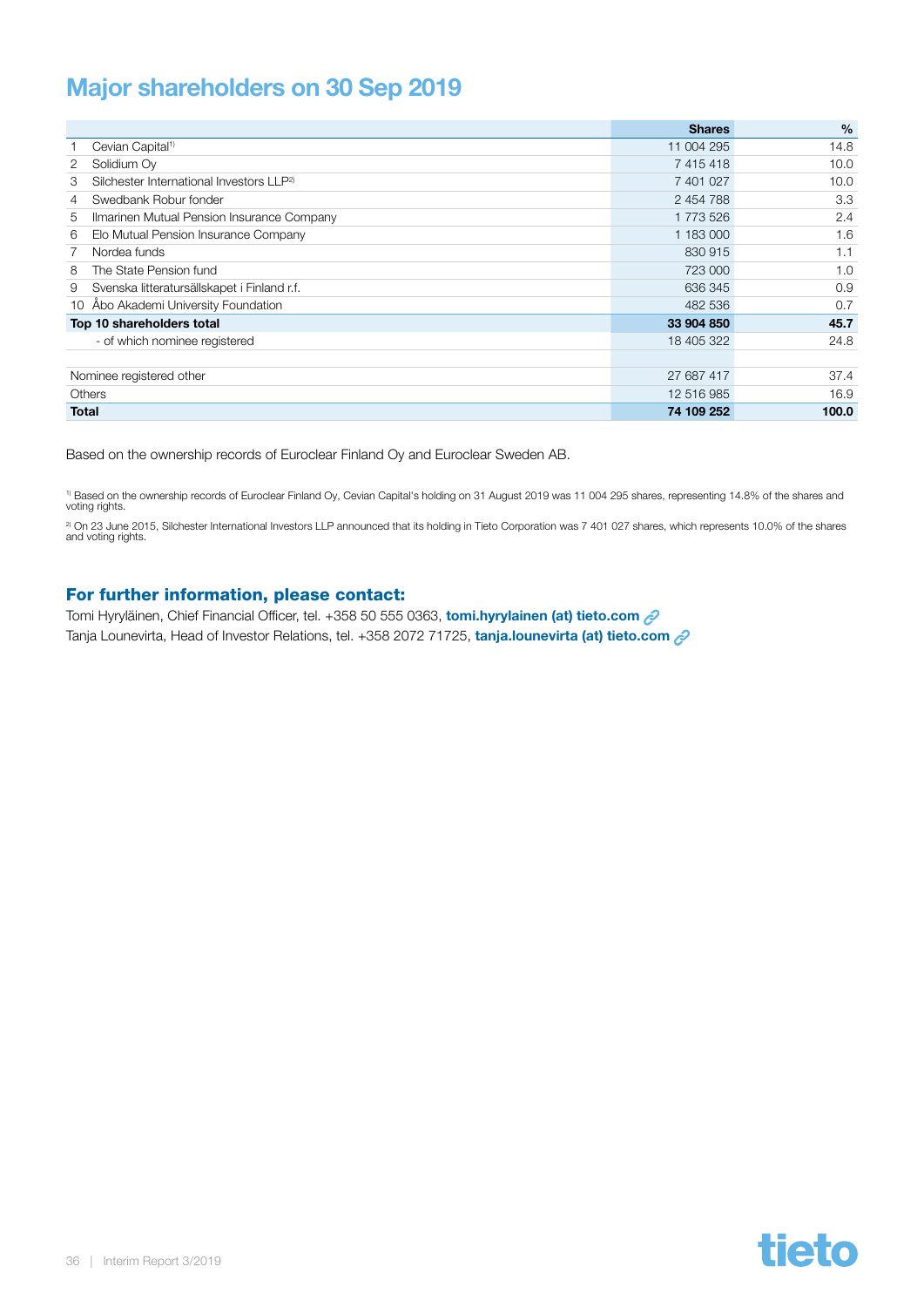# Major shareholders on 30 Sep 2019

| | | Shares | % |
|---|---|---|---|
| 1 | Cevian Capital[1] | 11 004 295 | 14.8 |
| 2 | Solidium Oy | 7 415 418 | 10.0 |
| 3 | Silchester International Investors LLP[2] | 7 401 027 | 10.0 |
| 4 | Swedbank Robur fonder | 2 454 788 | 3.3 |
| 5 | Ilmarinen Mutual Pension Insurance Company | 1 773 526 | 2.4 |
| 6 | Elo Mutual Pension Insurance Company | 1 183 000 | 1.6 |
| 7 | Nordea funds | 830 915 | 1.1 |
| 8 | The State Pension fund | 723 000 | 1.0 |
| 9 | Svenska litteratursällskapet i Finland r.f. | 636 345 | 0.9 |
| 10 | Åbo Akademi University Foundation | 482 536 | 0.7 |
| **Top 10 shareholders total** | | **33 904 850** | **45.7** |
| - of which nominee registered | | 18 405 322 | 24.8 |
| | | | |
| Nominee registered other | | 27 687 417 | 37.4 |
| Others | | 12 516 985 | 16.9 |
| **Total** | | **74 109 252** | **100.0** |

Based on the ownership records of Euroclear Finland Oy and Euroclear Sweden AB.

[1] Based on the ownership records of Euroclear Finland Oy, Cevian Capital's holding on 31 August 2019 was 11 004 295 shares, representing 14.8% of the shares and voting rights.

[2] On 23 June 2015, Silchester International Investors LLP announced that its holding in Tieto Corporation was 7 401 027 shares, which represents 10.0% of the shares and voting rights.

## For further information, please contact:

Tomi Hyryläinen, Chief Financial Officer, tel. +358 50 555 0363, **tomi.hyrylainen (at) tieto.com**

Tanja Lounevirta, Head of Investor Relations, tel. +358 2072 71725, **tanja.lounevirta (at) tieto.com**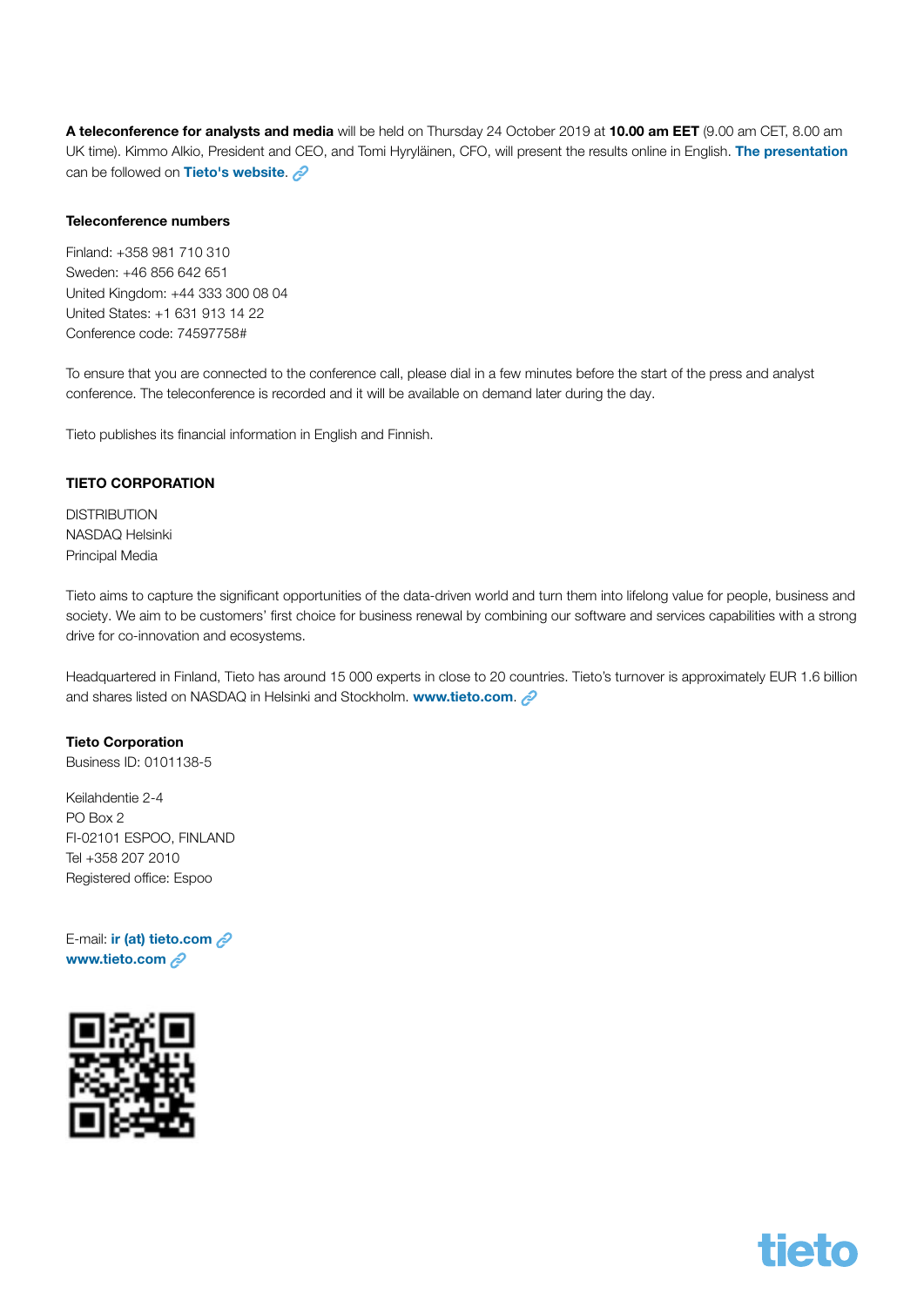**A teleconference for analysts and media** will be held on Thursday 24 October 2019 at **10.00 am EET** (9.00 am CET, 8.00 am UK time). Kimmo Alkio, President and CEO, and Tomi Hyryläinen, CFO, will present the results online in English. **The presentation** can be followed on **Tieto's website**.

**Teleconference numbers**

Finland: +358 981 710 310
Sweden: +46 856 642 651
United Kingdom: +44 333 300 08 04
United States: +1 631 913 14 22
Conference code: 74597758#

To ensure that you are connected to the conference call, please dial in a few minutes before the start of the press and analyst conference. The teleconference is recorded and it will be available on demand later during the day.

Tieto publishes its financial information in English and Finnish.

**TIETO CORPORATION**

DISTRIBUTION
NASDAQ Helsinki
Principal Media

Tieto aims to capture the significant opportunities of the data-driven world and turn them into lifelong value for people, business and society. We aim to be customers' first choice for business renewal by combining our software and services capabilities with a strong drive for co-innovation and ecosystems.

Headquartered in Finland, Tieto has around 15 000 experts in close to 20 countries. Tieto's turnover is approximately EUR 1.6 billion and shares listed on NASDAQ in Helsinki and Stockholm. **www.tieto.com**.

**Tieto Corporation**
Business ID: 0101138-5

Keilahdentie 2-4
PO Box 2
FI-02101 ESPOO, FINLAND
Tel +358 207 2010
Registered office: Espoo

E-mail: **ir (at) tieto.com**
**www.tieto.com**